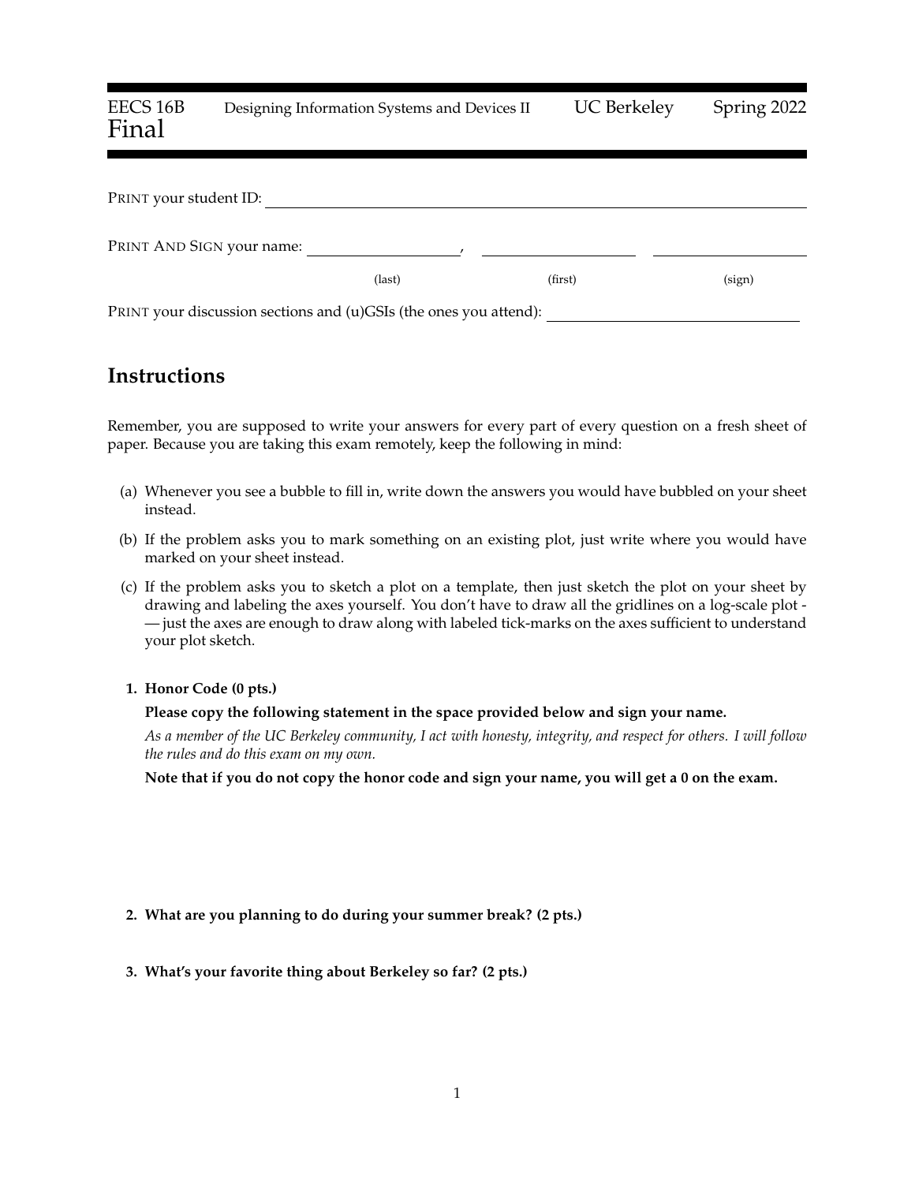EECS 16B Designing Information Systems and Devices II UC Berkeley Spring 2022

# Final

PRINT your student ID: ________________________________

PRINT AND SIGN your name: ____________________, ____________________ ____________________

(last) (first) (sign)

PRINT your discussion sections and (u)GSIs (the ones you attend): ________________________________

## Instructions

Remember, you are supposed to write your answers for every part of every question on a fresh sheet of paper. Because you are taking this exam remotely, keep the following in mind:

(a) Whenever you see a bubble to fill in, write down the answers you would have bubbled on your sheet instead.

(b) If the problem asks you to mark something on an existing plot, just write where you would have marked on your sheet instead.

(c) If the problem asks you to sketch a plot on a template, then just sketch the plot on your sheet by drawing and labeling the axes yourself. You don't have to draw all the gridlines on a log-scale plot -— just the axes are enough to draw along with labeled tick-marks on the axes sufficient to understand your plot sketch.

**1. Honor Code (0 pts.)**

**Please copy the following statement in the space provided below and sign your name.**

*As a member of the UC Berkeley community, I act with honesty, integrity, and respect for others. I will follow the rules and do this exam on my own.*

**Note that if you do not copy the honor code and sign your name, you will get a 0 on the exam.**

**2. What are you planning to do during your summer break? (2 pts.)**

**3. What's your favorite thing about Berkeley so far? (2 pts.)**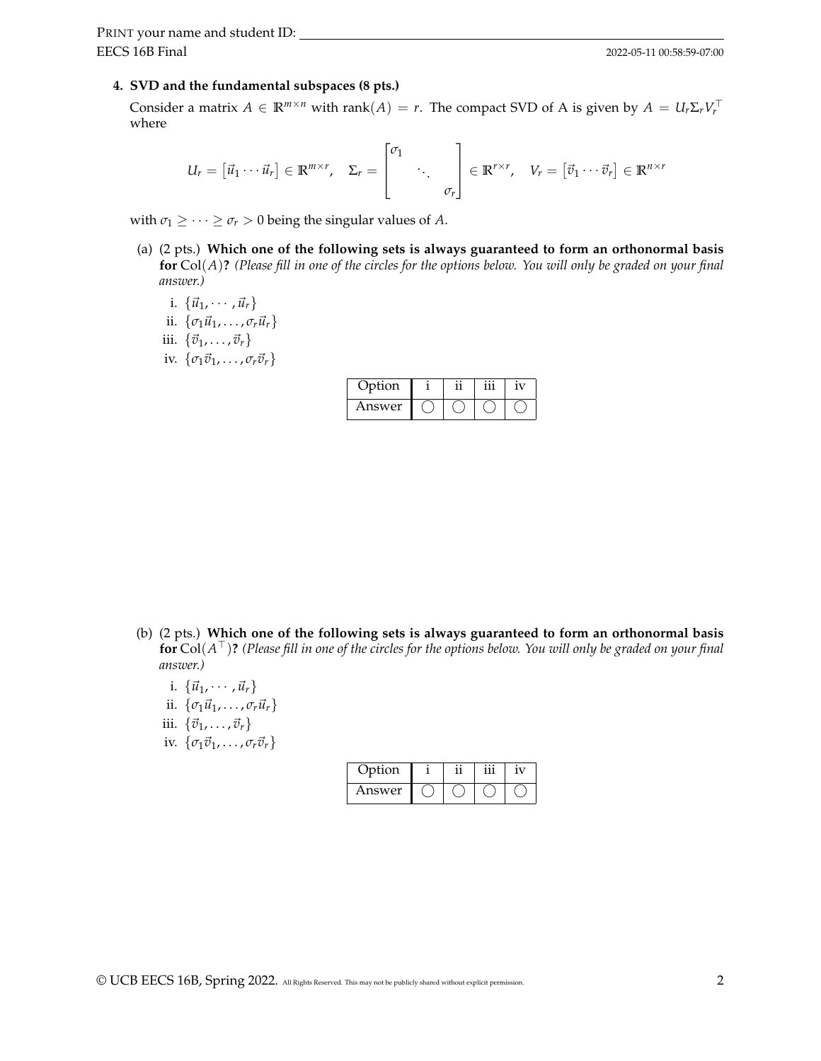## 4. SVD and the fundamental subspaces (8 pts.)

Consider a matrix $A \in \mathbb{R}^{m \times n}$ with $\text{rank}(A) = r$. The compact SVD of A is given by $A = U_r \Sigma_r V_r^\top$ where

$$U_r = \begin{bmatrix} \vec{u}_1 \cdots \vec{u}_r \end{bmatrix} \in \mathbb{R}^{m \times r}, \quad \Sigma_r = \begin{bmatrix} \sigma_1 & & \\ & \ddots & \\ & & \sigma_r \end{bmatrix} \in \mathbb{R}^{r \times r}, \quad V_r = \begin{bmatrix} \vec{v}_1 \cdots \vec{v}_r \end{bmatrix} \in \mathbb{R}^{n \times r}$$

with $\sigma_1 \geq \cdots \geq \sigma_r > 0$ being the singular values of $A$.

(a) (2 pts.) **Which one of the following sets is always guaranteed to form an orthonormal basis for** $\text{Col}(A)$**?** *(Please fill in one of the circles for the options below. You will only be graded on your final answer.)*

i. $\{\vec{u}_1, \cdots, \vec{u}_r\}$
ii. $\{\sigma_1 \vec{u}_1, \ldots, \sigma_r \vec{u}_r\}$
iii. $\{\vec{v}_1, \ldots, \vec{v}_r\}$
iv. $\{\sigma_1 \vec{v}_1, \ldots, \sigma_r \vec{v}_r\}$

| Option | i | ii | iii | iv |
|---|---|---|---|---|
| Answer | ◯ | ◯ | ◯ | ◯ |

(b) (2 pts.) **Which one of the following sets is always guaranteed to form an orthonormal basis for** $\text{Col}(A^\top)$**?** *(Please fill in one of the circles for the options below. You will only be graded on your final answer.)*

i. $\{\vec{u}_1, \cdots, \vec{u}_r\}$
ii. $\{\sigma_1 \vec{u}_1, \ldots, \sigma_r \vec{u}_r\}$
iii. $\{\vec{v}_1, \ldots, \vec{v}_r\}$
iv. $\{\sigma_1 \vec{v}_1, \ldots, \sigma_r \vec{v}_r\}$

| Option | i | ii | iii | iv |
|---|---|---|---|---|
| Answer | ◯ | ◯ | ◯ | ◯ |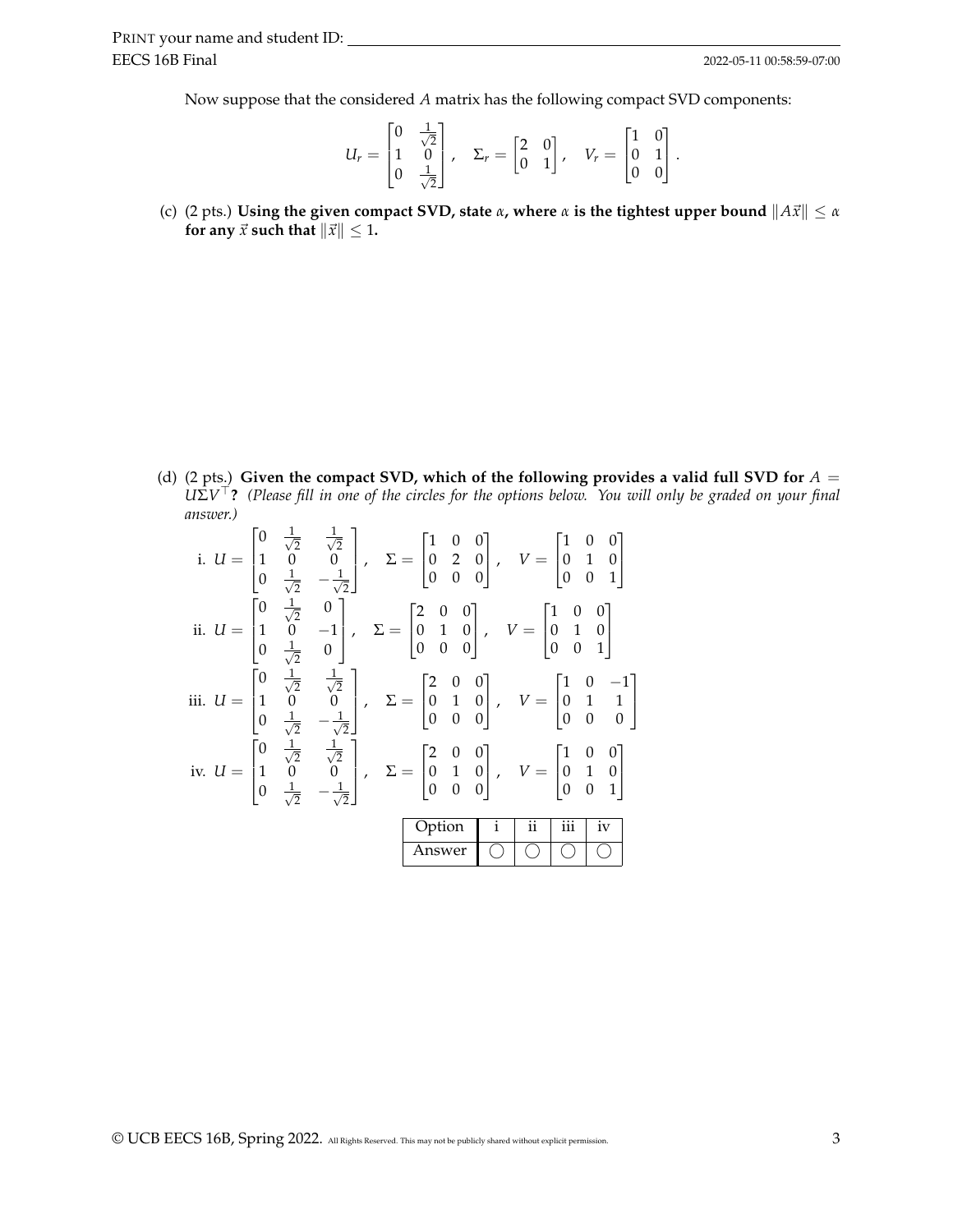Now suppose that the considered $A$ matrix has the following compact SVD components:

$$U_r = \begin{bmatrix} 0 & \frac{1}{\sqrt{2}} \\ 1 & 0 \\ 0 & \frac{1}{\sqrt{2}} \end{bmatrix}, \quad \Sigma_r = \begin{bmatrix} 2 & 0 \\ 0 & 1 \end{bmatrix}, \quad V_r = \begin{bmatrix} 1 & 0 \\ 0 & 1 \\ 0 & 0 \end{bmatrix}.$$

(c) (2 pts.) **Using the given compact SVD, state $\alpha$, where $\alpha$ is the tightest upper bound $\|A\vec{x}\| \le \alpha$ for any $\vec{x}$ such that $\|\vec{x}\| \le 1$.**

(d) (2 pts.) **Given the compact SVD, which of the following provides a valid full SVD for $A = U\Sigma V^\top$?** *(Please fill in one of the circles for the options below. You will only be graded on your final answer.)*

i. $U = \begin{bmatrix} 0 & \frac{1}{\sqrt{2}} & \frac{1}{\sqrt{2}} \\ 1 & 0 & 0 \\ 0 & \frac{1}{\sqrt{2}} & -\frac{1}{\sqrt{2}} \end{bmatrix}, \quad \Sigma = \begin{bmatrix} 1 & 0 & 0 \\ 0 & 2 & 0 \\ 0 & 0 & 0 \end{bmatrix}, \quad V = \begin{bmatrix} 1 & 0 & 0 \\ 0 & 1 & 0 \\ 0 & 0 & 1 \end{bmatrix}$

ii. $U = \begin{bmatrix} 0 & \frac{1}{\sqrt{2}} & 0 \\ 1 & 0 & -1 \\ 0 & \frac{1}{\sqrt{2}} & 0 \end{bmatrix}, \quad \Sigma = \begin{bmatrix} 2 & 0 & 0 \\ 0 & 1 & 0 \\ 0 & 0 & 0 \end{bmatrix}, \quad V = \begin{bmatrix} 1 & 0 & 0 \\ 0 & 1 & 0 \\ 0 & 0 & 1 \end{bmatrix}$

iii. $U = \begin{bmatrix} 0 & \frac{1}{\sqrt{2}} & \frac{1}{\sqrt{2}} \\ 1 & 0 & 0 \\ 0 & \frac{1}{\sqrt{2}} & -\frac{1}{\sqrt{2}} \end{bmatrix}, \quad \Sigma = \begin{bmatrix} 2 & 0 & 0 \\ 0 & 1 & 0 \\ 0 & 0 & 0 \end{bmatrix}, \quad V = \begin{bmatrix} 1 & 0 & -1 \\ 0 & 1 & 1 \\ 0 & 0 & 0 \end{bmatrix}$

iv. $U = \begin{bmatrix} 0 & \frac{1}{\sqrt{2}} & \frac{1}{\sqrt{2}} \\ 1 & 0 & 0 \\ 0 & \frac{1}{\sqrt{2}} & -\frac{1}{\sqrt{2}} \end{bmatrix}, \quad \Sigma = \begin{bmatrix} 2 & 0 & 0 \\ 0 & 1 & 0 \\ 0 & 0 & 0 \end{bmatrix}, \quad V = \begin{bmatrix} 1 & 0 & 0 \\ 0 & 1 & 0 \\ 0 & 0 & 1 \end{bmatrix}$

| Option | i | ii | iii | iv |
|---|---|---|---|---|
| Answer | ◯ | ◯ | ◯ | ◯ |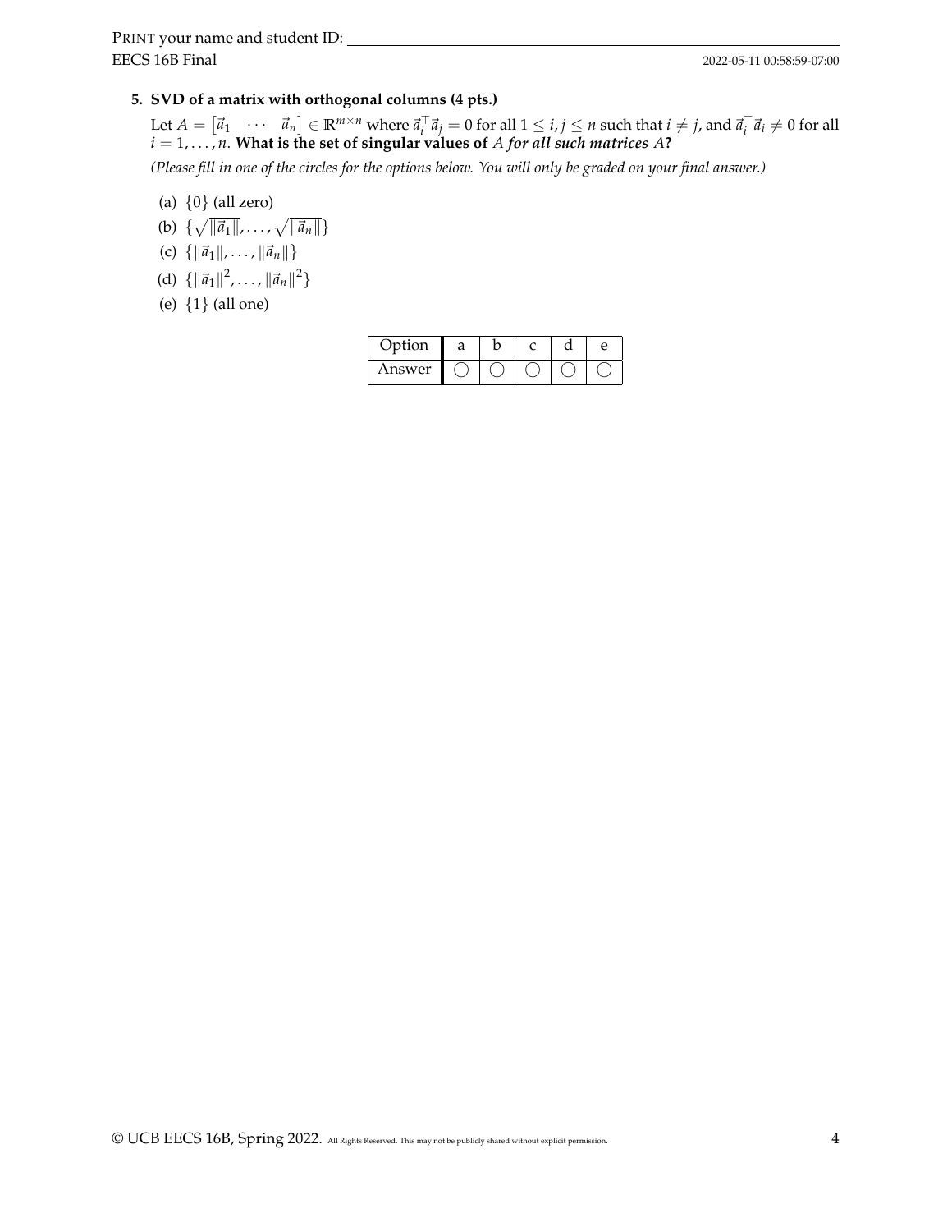**5. SVD of a matrix with orthogonal columns (4 pts.)**

Let $A = \begin{bmatrix} \vec{a}_1 & \cdots & \vec{a}_n \end{bmatrix} \in \mathbb{R}^{m \times n}$ where $\vec{a}_i^\top \vec{a}_j = 0$ for all $1 \leq i, j \leq n$ such that $i \neq j$, and $\vec{a}_i^\top \vec{a}_i \neq 0$ for all $i = 1, \ldots, n$. **What is the set of singular values of** $A$ ***for all such matrices*** $A$**?**

*(Please fill in one of the circles for the options below. You will only be graded on your final answer.)*

(a) $\{0\}$ (all zero)

(b) $\{\sqrt{\|\vec{a}_1\|}, \ldots, \sqrt{\|\vec{a}_n\|}\}$

(c) $\{\|\vec{a}_1\|, \ldots, \|\vec{a}_n\|\}$

(d) $\{\|\vec{a}_1\|^2, \ldots, \|\vec{a}_n\|^2\}$

(e) $\{1\}$ (all one)

| Option | a | b | c | d | e |
|---|---|---|---|---|---|
| Answer | ◯ | ◯ | ◯ | ◯ | ◯ |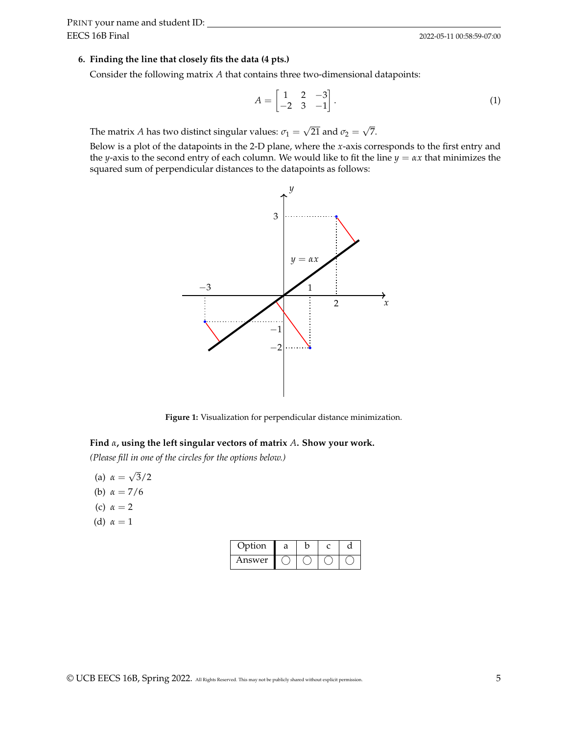**6. Finding the line that closely fits the data (4 pts.)**

Consider the following matrix $A$ that contains three two-dimensional datapoints:

$$A = \begin{bmatrix} 1 & 2 & -3 \\ -2 & 3 & -1 \end{bmatrix}. \tag{1}$$

The matrix $A$ has two distinct singular values: $\sigma_1 = \sqrt{21}$ and $\sigma_2 = \sqrt{7}$.

Below is a plot of the datapoints in the 2-D plane, where the $x$-axis corresponds to the first entry and the $y$-axis to the second entry of each column. We would like to fit the line $y = \alpha x$ that minimizes the squared sum of perpendicular distances to the datapoints as follows:

**Figure 1:** Visualization for perpendicular distance minimization.

**Find $\alpha$, using the left singular vectors of matrix $A$. Show your work.**

*(Please fill in one of the circles for the options below.)*

(a) $\alpha = \sqrt{3}/2$

(b) $\alpha = 7/6$

(c) $\alpha = 2$

(d) $\alpha = 1$

| Option | a | b | c | d |
|---|---|---|---|---|
| Answer | ◯ | ◯ | ◯ | ◯ |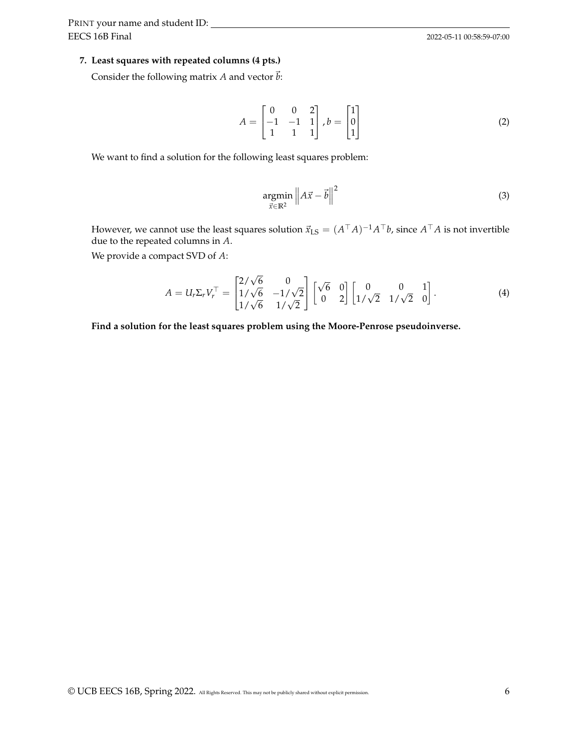**7. Least squares with repeated columns (4 pts.)**

Consider the following matrix $A$ and vector $\vec{b}$:

$$A = \begin{bmatrix} 0 & 0 & 2 \\ -1 & -1 & 1 \\ 1 & 1 & 1 \end{bmatrix}, b = \begin{bmatrix} 1 \\ 0 \\ 1 \end{bmatrix} \tag{2}$$

We want to find a solution for the following least squares problem:

$$\underset{\vec{x} \in \mathbb{R}^2}{\operatorname{argmin}} \left\| A\vec{x} - \vec{b} \right\|^2 \tag{3}$$

However, we cannot use the least squares solution $\vec{x}_{\text{LS}} = (A^\top A)^{-1} A^\top b$, since $A^\top A$ is not invertible due to the repeated columns in $A$.

We provide a compact SVD of $A$:

$$A = U_r \Sigma_r V_r^\top = \begin{bmatrix} 2/\sqrt{6} & 0 \\ 1/\sqrt{6} & -1/\sqrt{2} \\ 1/\sqrt{6} & 1/\sqrt{2} \end{bmatrix} \begin{bmatrix} \sqrt{6} & 0 \\ 0 & 2 \end{bmatrix} \begin{bmatrix} 0 & 0 & 1 \\ 1/\sqrt{2} & 1/\sqrt{2} & 0 \end{bmatrix}. \tag{4}$$

**Find a solution for the least squares problem using the Moore-Penrose pseudoinverse.**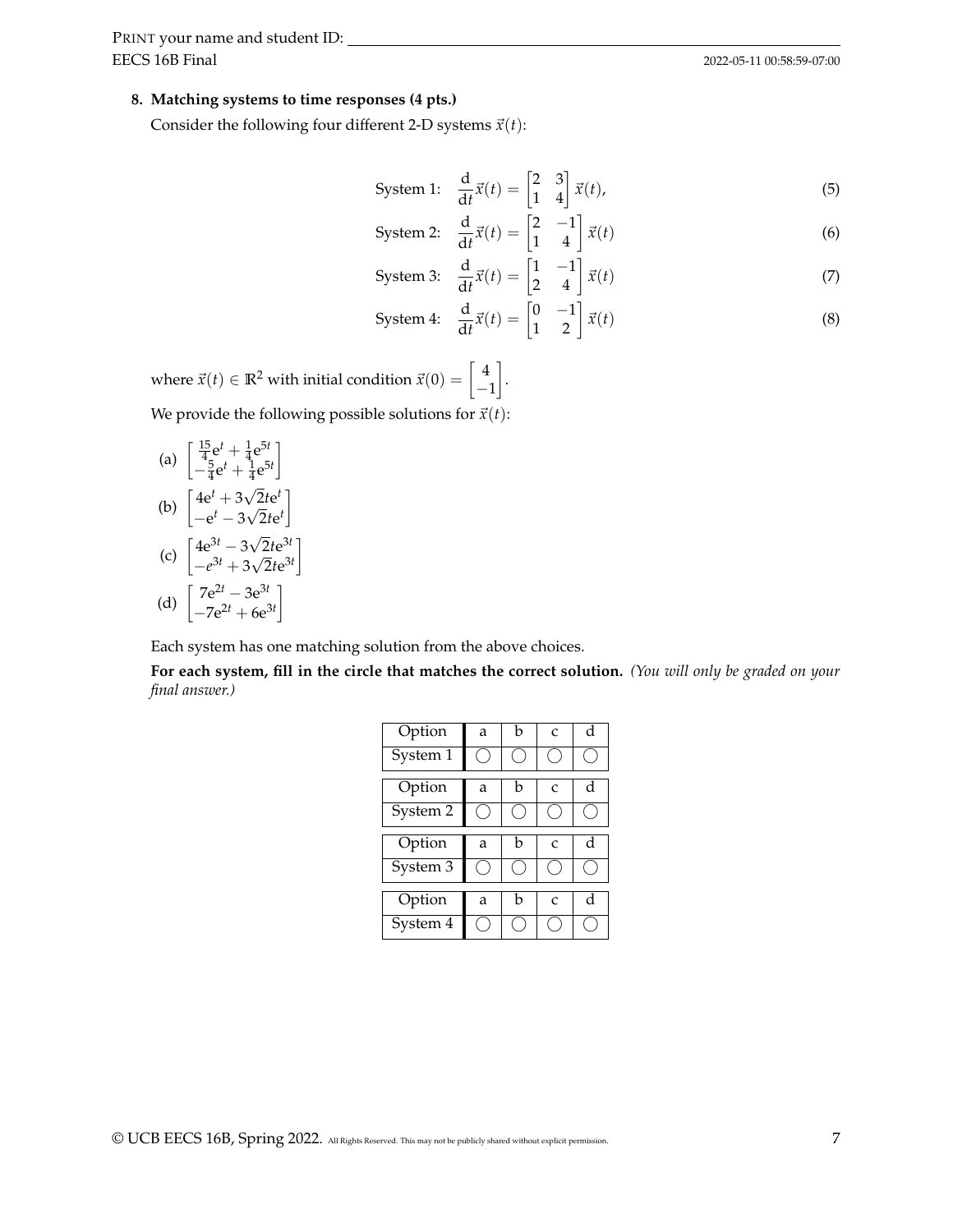**8. Matching systems to time responses (4 pts.)**

Consider the following four different 2-D systems $\vec{x}(t)$:

$$\text{System 1:} \quad \frac{\mathrm{d}}{\mathrm{d}t}\vec{x}(t) = \begin{bmatrix} 2 & 3 \\ 1 & 4 \end{bmatrix} \vec{x}(t), \tag{5}$$

$$\text{System 2:} \quad \frac{\mathrm{d}}{\mathrm{d}t}\vec{x}(t) = \begin{bmatrix} 2 & -1 \\ 1 & 4 \end{bmatrix} \vec{x}(t) \tag{6}$$

$$\text{System 3:} \quad \frac{\mathrm{d}}{\mathrm{d}t}\vec{x}(t) = \begin{bmatrix} 1 & -1 \\ 2 & 4 \end{bmatrix} \vec{x}(t) \tag{7}$$

$$\text{System 4:} \quad \frac{\mathrm{d}}{\mathrm{d}t}\vec{x}(t) = \begin{bmatrix} 0 & -1 \\ 1 & 2 \end{bmatrix} \vec{x}(t) \tag{8}$$

where $\vec{x}(t) \in \mathbb{R}^2$ with initial condition $\vec{x}(0) = \begin{bmatrix} 4 \\ -1 \end{bmatrix}$.

We provide the following possible solutions for $\vec{x}(t)$:

(a) $\begin{bmatrix} \frac{15}{4}\mathrm{e}^{t} + \frac{1}{4}\mathrm{e}^{5t} \\ -\frac{5}{4}\mathrm{e}^{t} + \frac{1}{4}\mathrm{e}^{5t} \end{bmatrix}$

(b) $\begin{bmatrix} 4\mathrm{e}^{t} + 3\sqrt{2}t\mathrm{e}^{t} \\ -\mathrm{e}^{t} - 3\sqrt{2}t\mathrm{e}^{t} \end{bmatrix}$

(c) $\begin{bmatrix} 4\mathrm{e}^{3t} - 3\sqrt{2}t\mathrm{e}^{3t} \\ -e^{3t} + 3\sqrt{2}t\mathrm{e}^{3t} \end{bmatrix}$

(d) $\begin{bmatrix} 7\mathrm{e}^{2t} - 3\mathrm{e}^{3t} \\ -7\mathrm{e}^{2t} + 6\mathrm{e}^{3t} \end{bmatrix}$

Each system has one matching solution from the above choices.

**For each system, fill in the circle that matches the correct solution.** *(You will only be graded on your final answer.)*

| Option | a | b | c | d |
|---|---|---|---|---|
| System 1 | ◯ | ◯ | ◯ | ◯ |

| Option | a | b | c | d |
|---|---|---|---|---|
| System 2 | ◯ | ◯ | ◯ | ◯ |

| Option | a | b | c | d |
|---|---|---|---|---|
| System 3 | ◯ | ◯ | ◯ | ◯ |

| Option | a | b | c | d |
|---|---|---|---|---|
| System 4 | ◯ | ◯ | ◯ | ◯ |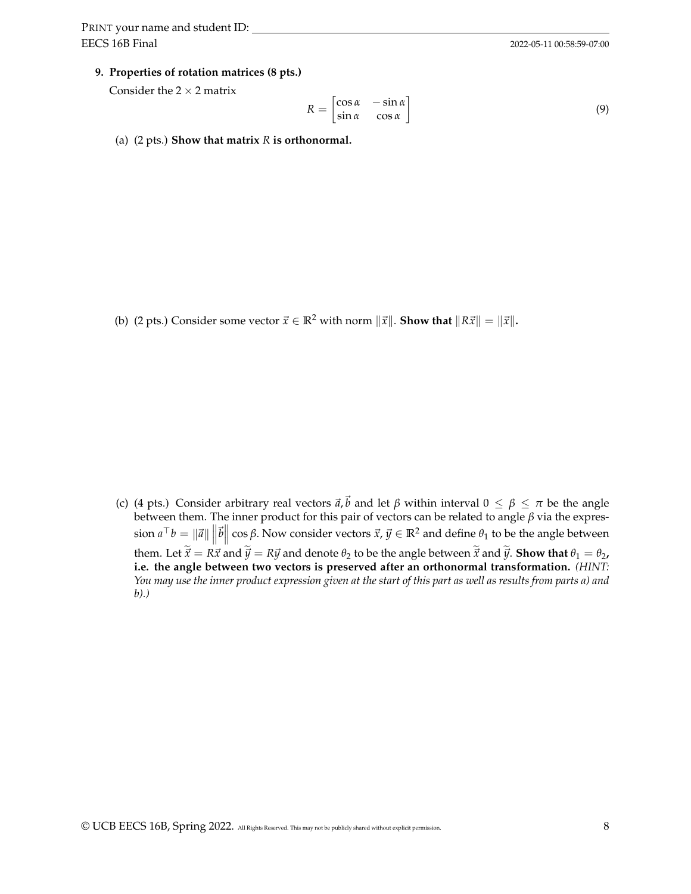**9. Properties of rotation matrices (8 pts.)**

Consider the $2 \times 2$ matrix

$$R = \begin{bmatrix} \cos\alpha & -\sin\alpha \\ \sin\alpha & \cos\alpha \end{bmatrix} \tag{9}$$

(a) (2 pts.) **Show that matrix $R$ is orthonormal.**

(b) (2 pts.) Consider some vector $\vec{x} \in \mathbb{R}^2$ with norm $\|\vec{x}\|$. **Show that $\|R\vec{x}\| = \|\vec{x}\|$.**

(c) (4 pts.) Consider arbitrary real vectors $\vec{a}, \vec{b}$ and let $\beta$ within interval $0 \leq \beta \leq \pi$ be the angle between them. The inner product for this pair of vectors can be related to angle $\beta$ via the expression $a^\top b = \|\vec{a}\| \left\|\vec{b}\right\| \cos\beta$. Now consider vectors $\vec{x}, \vec{y} \in \mathbb{R}^2$ and define $\theta_1$ to be the angle between them. Let $\widetilde{\vec{x}} = R\vec{x}$ and $\widetilde{\vec{y}} = R\vec{y}$ and denote $\theta_2$ to be the angle between $\widetilde{\vec{x}}$ and $\widetilde{\vec{y}}$. **Show that $\theta_1 = \theta_2$, i.e. the angle between two vectors is preserved after an orthonormal transformation.** *(HINT: You may use the inner product expression given at the start of this part as well as results from parts a) and b).)*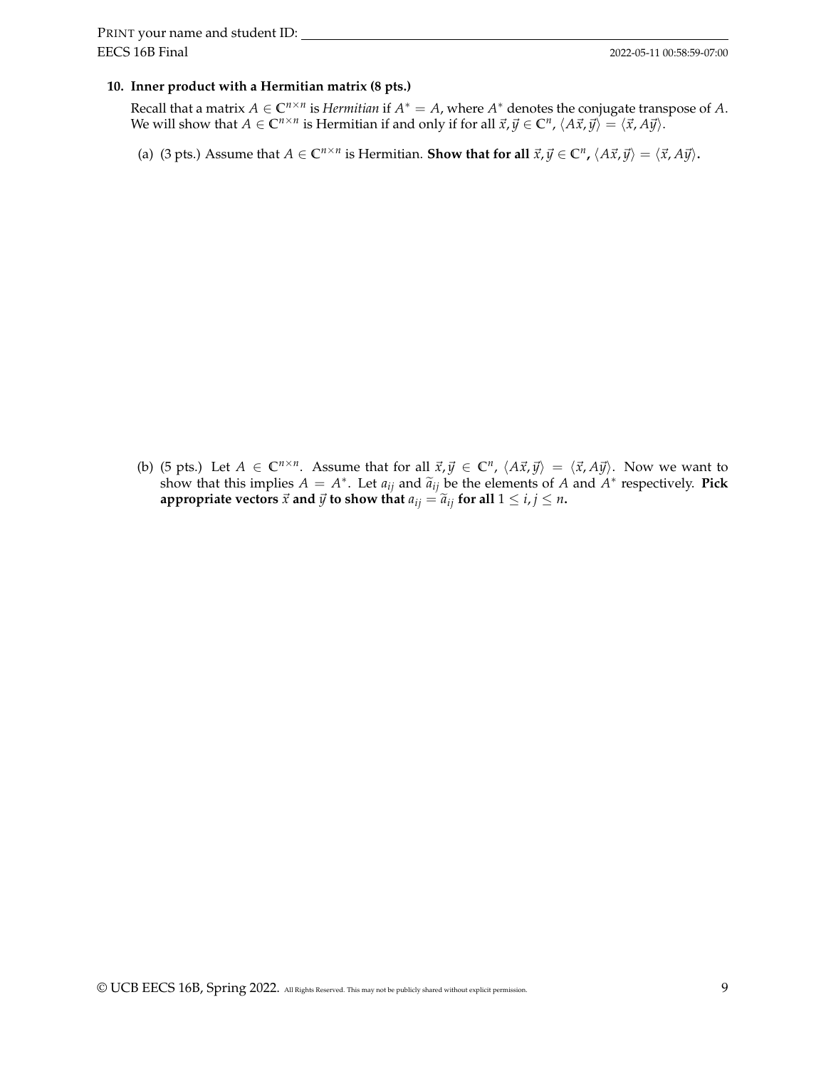**10. Inner product with a Hermitian matrix (8 pts.)**

Recall that a matrix $A \in \mathbb{C}^{n \times n}$ is *Hermitian* if $A^* = A$, where $A^*$ denotes the conjugate transpose of $A$. We will show that $A \in \mathbb{C}^{n \times n}$ is Hermitian if and only if for all $\vec{x}, \vec{y} \in \mathbb{C}^n$, $\langle A\vec{x}, \vec{y} \rangle = \langle \vec{x}, A\vec{y} \rangle$.

(a) (3 pts.) Assume that $A \in \mathbb{C}^{n \times n}$ is Hermitian. **Show that for all $\vec{x}, \vec{y} \in \mathbb{C}^n$, $\langle A\vec{x}, \vec{y} \rangle = \langle \vec{x}, A\vec{y} \rangle$.**

(b) (5 pts.) Let $A \in \mathbb{C}^{n \times n}$. Assume that for all $\vec{x}, \vec{y} \in \mathbb{C}^n$, $\langle A\vec{x}, \vec{y} \rangle = \langle \vec{x}, A\vec{y} \rangle$. Now we want to show that this implies $A = A^*$. Let $a_{ij}$ and $\widetilde{a}_{ij}$ be the elements of $A$ and $A^*$ respectively. **Pick appropriate vectors $\vec{x}$ and $\vec{y}$ to show that $a_{ij} = \widetilde{a}_{ij}$ for all $1 \leq i, j \leq n$.**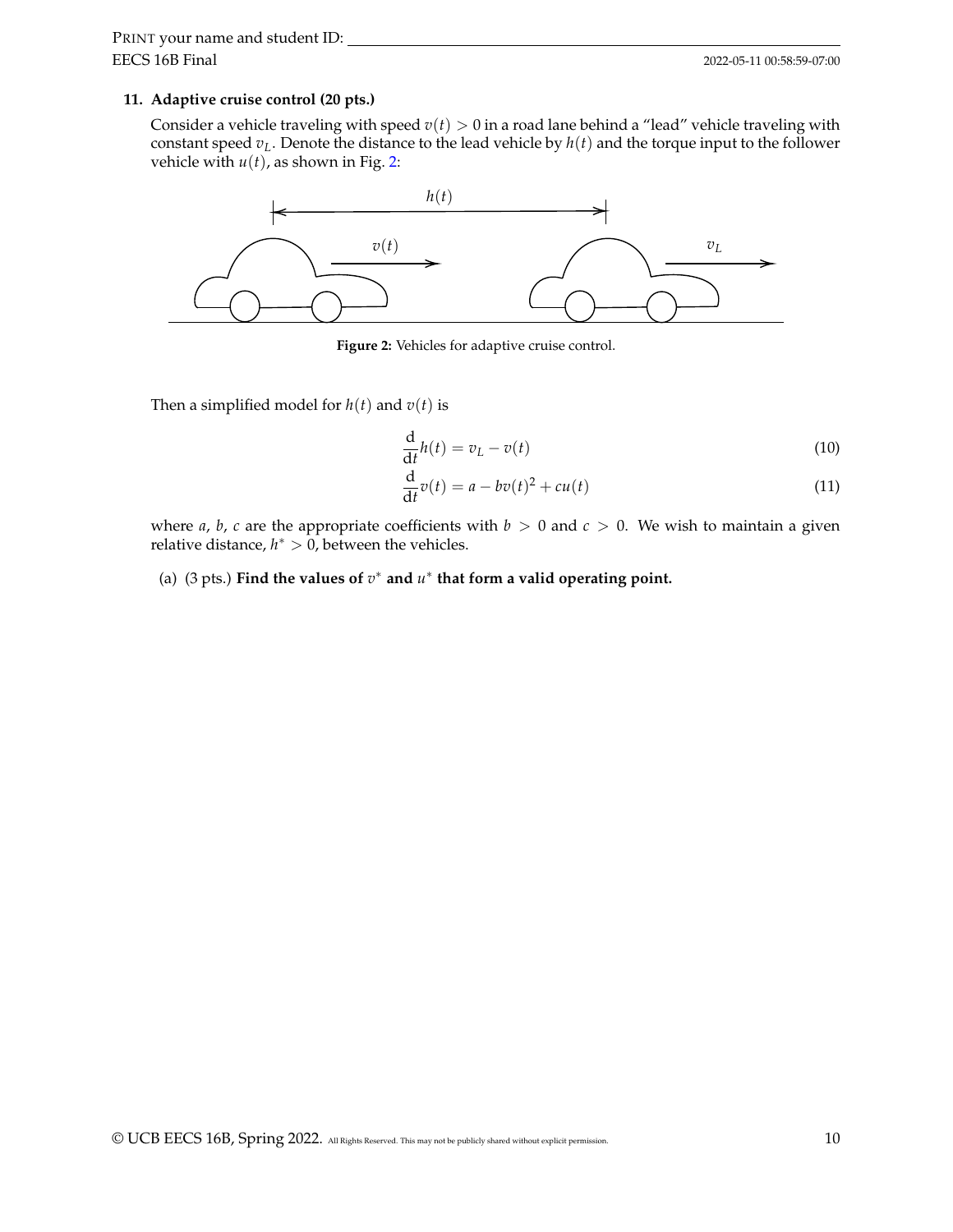**11. Adaptive cruise control (20 pts.)**

Consider a vehicle traveling with speed $v(t) > 0$ in a road lane behind a "lead" vehicle traveling with constant speed $v_L$. Denote the distance to the lead vehicle by $h(t)$ and the torque input to the follower vehicle with $u(t)$, as shown in Fig. 2:

**Figure 2:** Vehicles for adaptive cruise control.

Then a simplified model for $h(t)$ and $v(t)$ is

$$\frac{\mathrm{d}}{\mathrm{d}t}h(t) = v_L - v(t) \tag{10}$$

$$\frac{\mathrm{d}}{\mathrm{d}t}v(t) = a - bv(t)^2 + cu(t) \tag{11}$$

where $a$, $b$, $c$ are the appropriate coefficients with $b > 0$ and $c > 0$. We wish to maintain a given relative distance, $h^* > 0$, between the vehicles.

(a) (3 pts.) **Find the values of $v^*$ and $u^*$ that form a valid operating point.**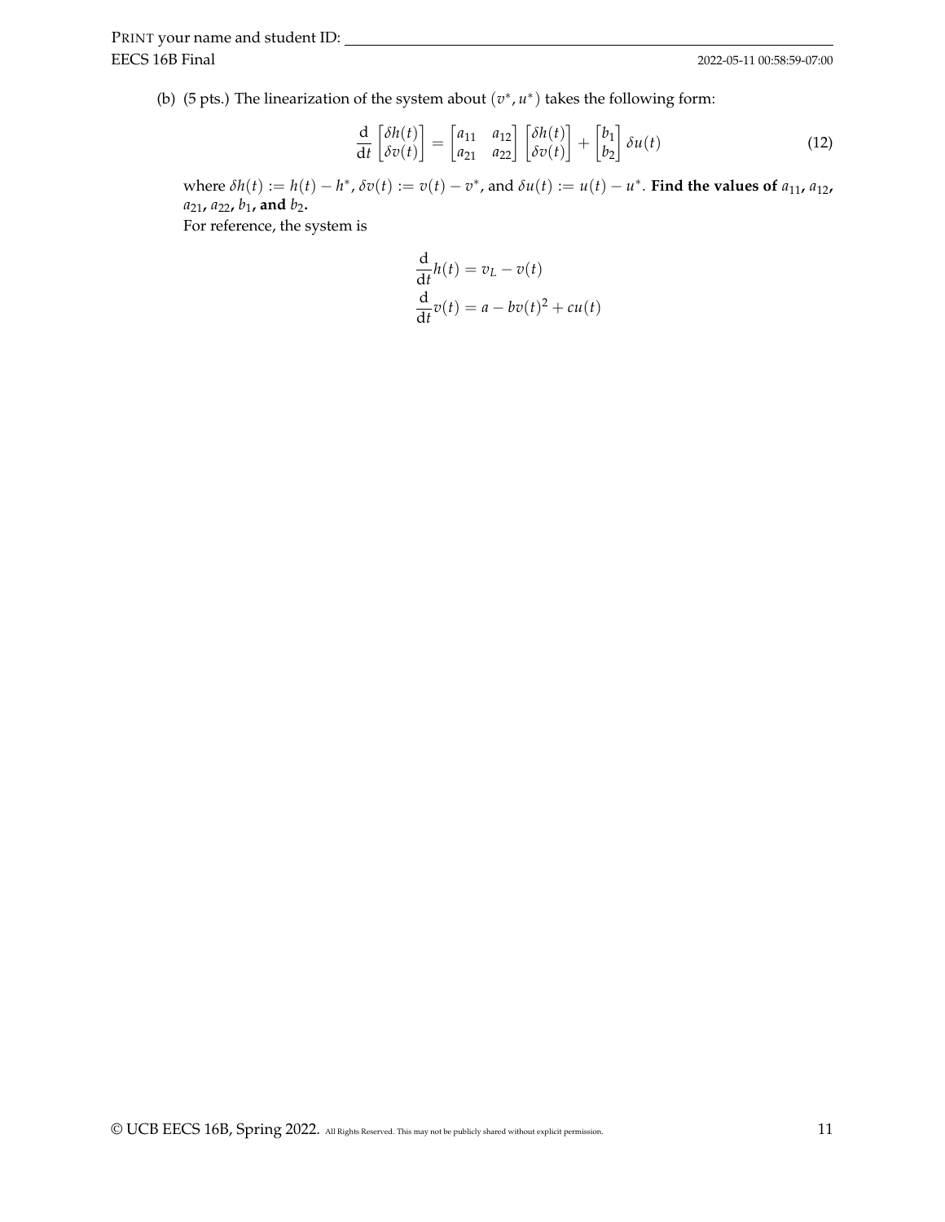(b) (5 pts.) The linearization of the system about $(v^*, u^*)$ takes the following form:

$$\frac{\mathrm{d}}{\mathrm{d}t}\begin{bmatrix}\delta h(t)\\ \delta v(t)\end{bmatrix} = \begin{bmatrix}a_{11} & a_{12}\\ a_{21} & a_{22}\end{bmatrix}\begin{bmatrix}\delta h(t)\\ \delta v(t)\end{bmatrix} + \begin{bmatrix}b_1\\ b_2\end{bmatrix}\delta u(t) \tag{12}$$

where $\delta h(t) := h(t) - h^*$, $\delta v(t) := v(t) - v^*$, and $\delta u(t) := u(t) - u^*$. **Find the values of** $a_{11}$**,** $a_{12}$**,** $a_{21}$**,** $a_{22}$**,** $b_1$**, and** $b_2$**.**

For reference, the system is

$$\frac{\mathrm{d}}{\mathrm{d}t}h(t) = v_L - v(t)$$
$$\frac{\mathrm{d}}{\mathrm{d}t}v(t) = a - bv(t)^2 + cu(t)$$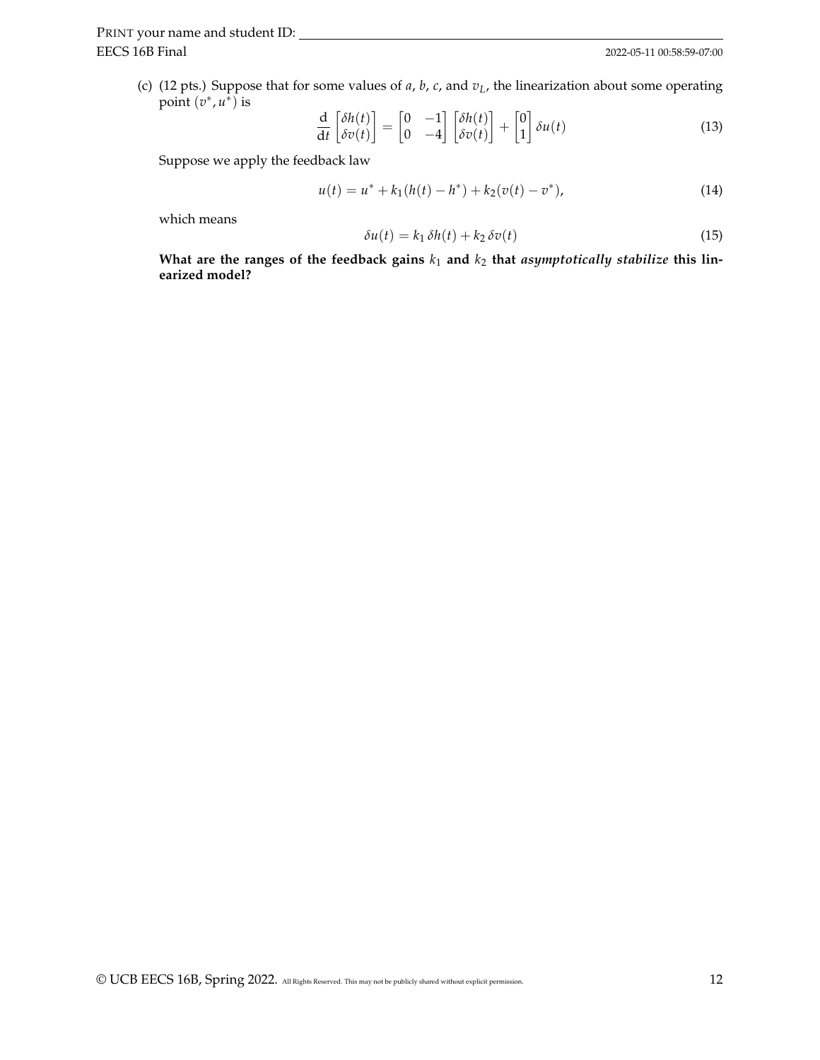(c) (12 pts.) Suppose that for some values of $a$, $b$, $c$, and $v_L$, the linearization about some operating point $(v^*, u^*)$ is

$$\frac{\mathrm{d}}{\mathrm{d}t}\begin{bmatrix}\delta h(t)\\ \delta v(t)\end{bmatrix} = \begin{bmatrix}0 & -1\\ 0 & -4\end{bmatrix}\begin{bmatrix}\delta h(t)\\ \delta v(t)\end{bmatrix} + \begin{bmatrix}0\\ 1\end{bmatrix}\delta u(t) \tag{13}$$

Suppose we apply the feedback law

$$u(t) = u^* + k_1(h(t) - h^*) + k_2(v(t) - v^*), \tag{14}$$

which means

$$\delta u(t) = k_1\,\delta h(t) + k_2\,\delta v(t) \tag{15}$$

**What are the ranges of the feedback gains $k_1$ and $k_2$ that *asymptotically stabilize* this linearized model?**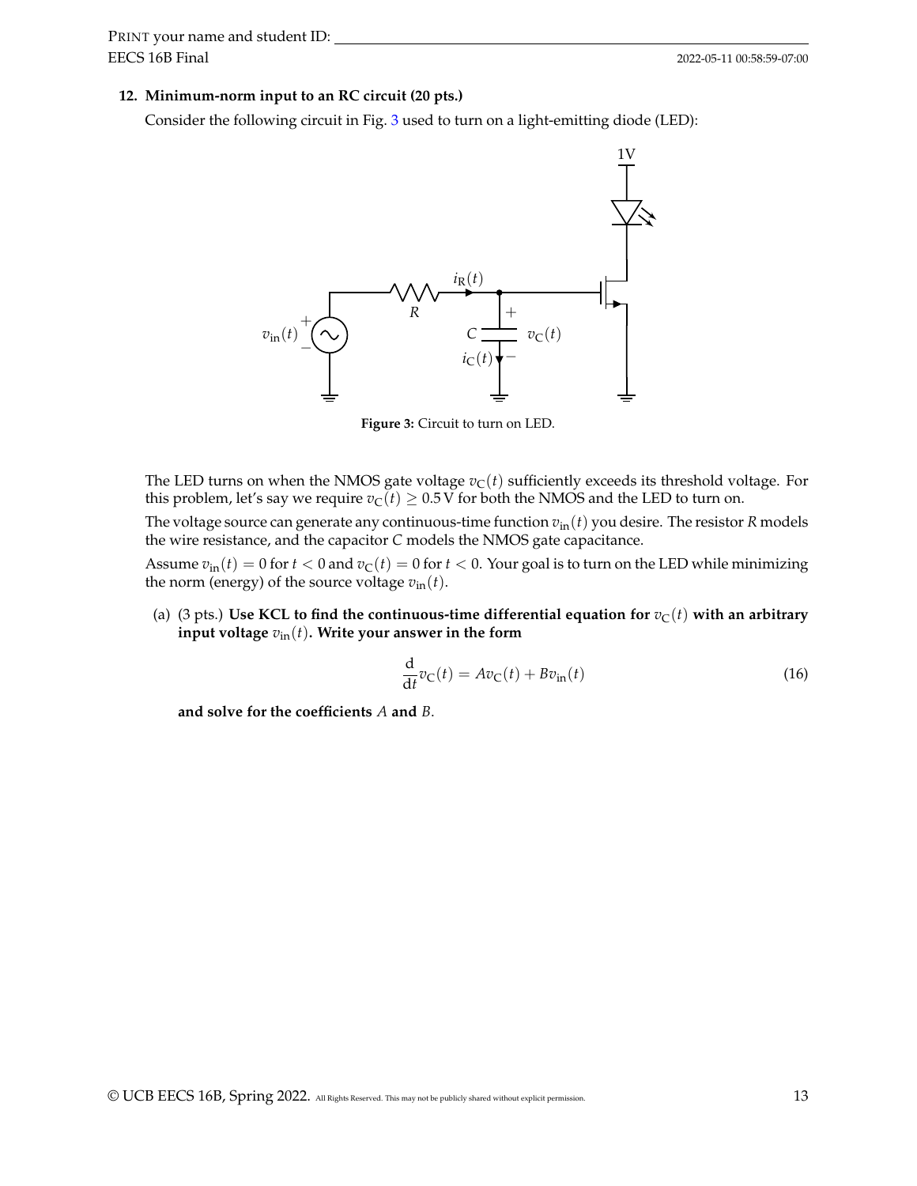**12. Minimum-norm input to an RC circuit (20 pts.)**

Consider the following circuit in Fig. 3 used to turn on a light-emitting diode (LED):

**Figure 3:** Circuit to turn on LED.

The LED turns on when the NMOS gate voltage $v_C(t)$ sufficiently exceeds its threshold voltage. For this problem, let's say we require $v_C(t) \geq 0.5\,\text{V}$ for both the NMOS and the LED to turn on.

The voltage source can generate any continuous-time function $v_{\text{in}}(t)$ you desire. The resistor $R$ models the wire resistance, and the capacitor $C$ models the NMOS gate capacitance.

Assume $v_{\text{in}}(t) = 0$ for $t < 0$ and $v_C(t) = 0$ for $t < 0$. Your goal is to turn on the LED while minimizing the norm (energy) of the source voltage $v_{\text{in}}(t)$.

(a) (3 pts.) **Use KCL to find the continuous-time differential equation for $v_C(t)$ with an arbitrary input voltage $v_{\text{in}}(t)$. Write your answer in the form**

$$\frac{\mathrm{d}}{\mathrm{d}t} v_C(t) = A v_C(t) + B v_{\text{in}}(t) \tag{16}$$

**and solve for the coefficients $A$ and $B$.**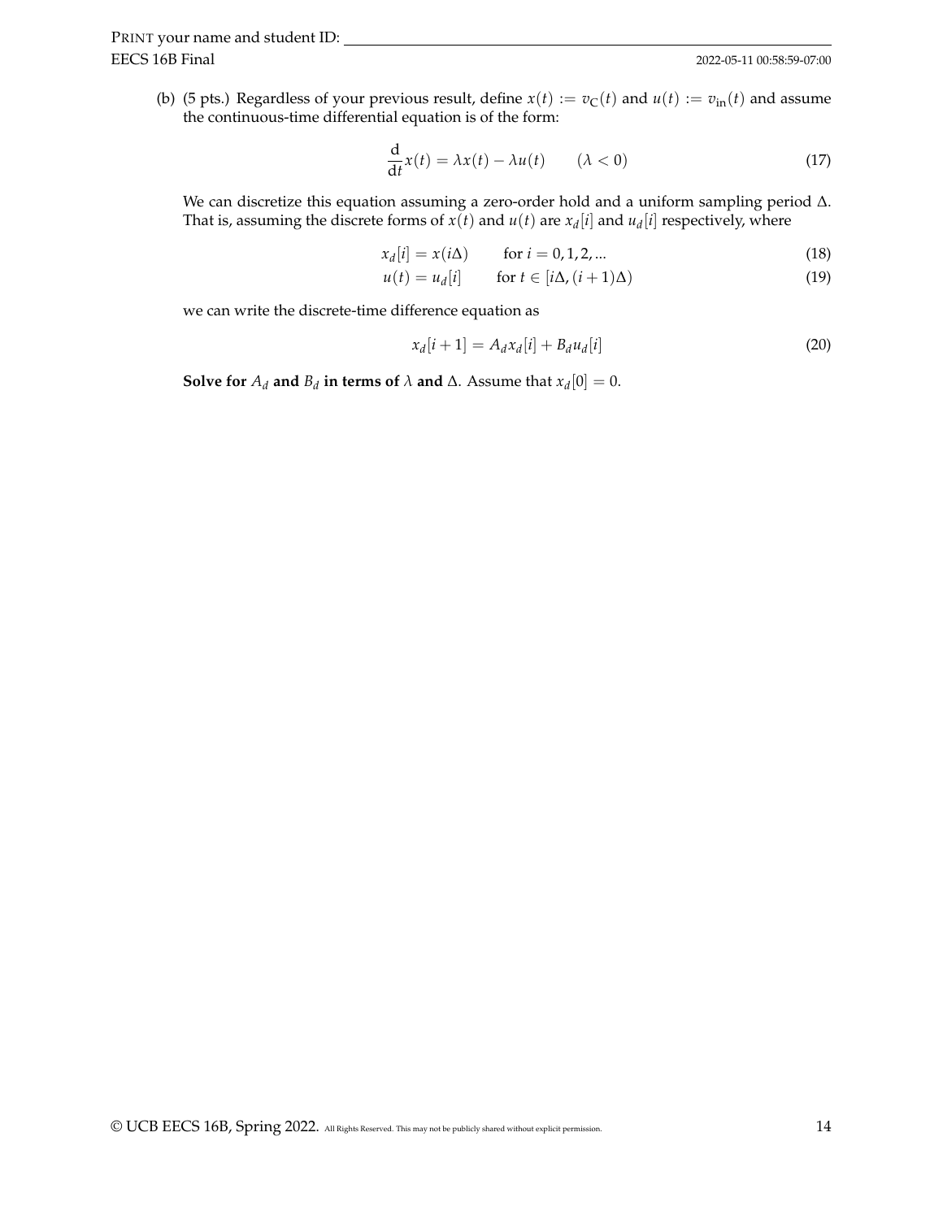(b) (5 pts.) Regardless of your previous result, define $x(t) := v_C(t)$ and $u(t) := v_{\text{in}}(t)$ and assume the continuous-time differential equation is of the form:

$$\frac{\mathrm{d}}{\mathrm{d}t}x(t) = \lambda x(t) - \lambda u(t) \qquad (\lambda < 0) \tag{17}$$

We can discretize this equation assuming a zero-order hold and a uniform sampling period $\Delta$. That is, assuming the discrete forms of $x(t)$ and $u(t)$ are $x_d[i]$ and $u_d[i]$ respectively, where

$$x_d[i] = x(i\Delta) \qquad \text{for } i = 0, 1, 2, ... \tag{18}$$

$$u(t) = u_d[i] \qquad \text{for } t \in [i\Delta, (i+1)\Delta) \tag{19}$$

we can write the discrete-time difference equation as

$$x_d[i+1] = A_d x_d[i] + B_d u_d[i] \tag{20}$$

**Solve for $A_d$ and $B_d$ in terms of $\lambda$ and $\Delta$.** Assume that $x_d[0] = 0$.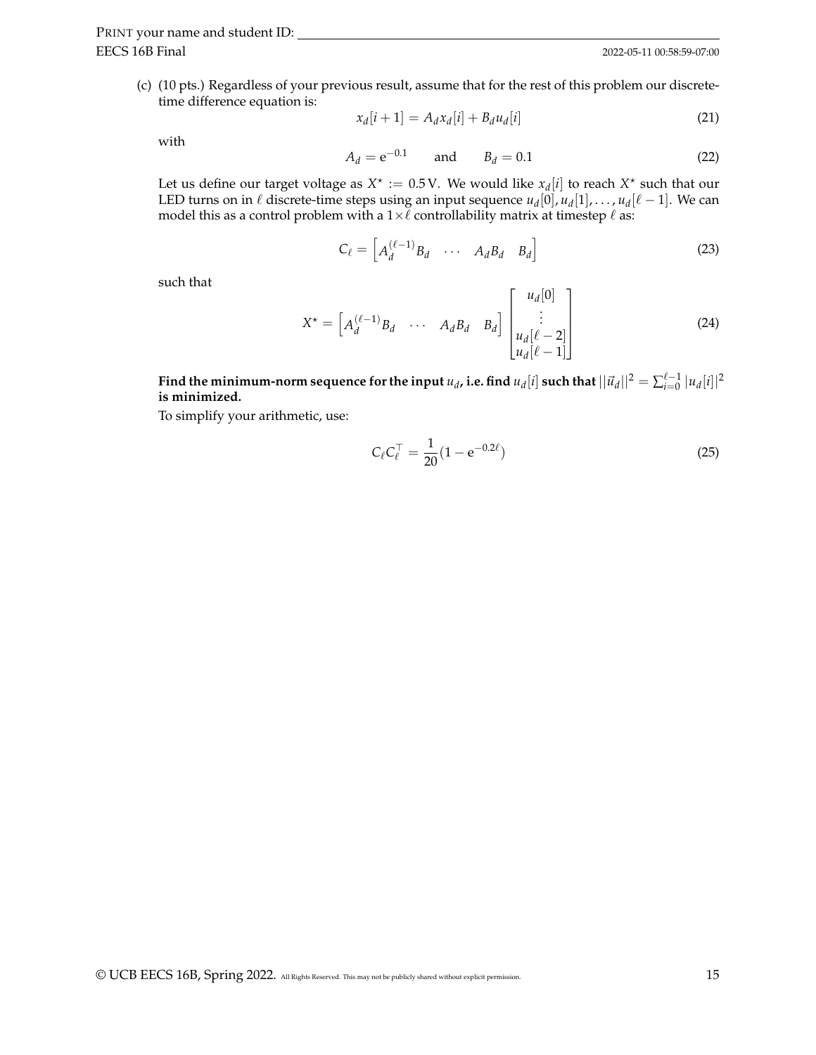(c) (10 pts.) Regardless of your previous result, assume that for the rest of this problem our discrete-time difference equation is:

$$x_d[i+1] = A_d x_d[i] + B_d u_d[i] \tag{21}$$

with

$$A_d = \mathrm{e}^{-0.1} \qquad \text{and} \qquad B_d = 0.1 \tag{22}$$

Let us define our target voltage as $X^\star := 0.5\,\mathrm{V}$. We would like $x_d[i]$ to reach $X^\star$ such that our LED turns on in $\ell$ discrete-time steps using an input sequence $u_d[0], u_d[1], \ldots, u_d[\ell-1]$. We can model this as a control problem with a $1\times\ell$ controllability matrix at timestep $\ell$ as:

$$C_\ell = \begin{bmatrix} A_d^{(\ell-1)} B_d & \cdots & A_d B_d & B_d \end{bmatrix} \tag{23}$$

such that

$$X^\star = \begin{bmatrix} A_d^{(\ell-1)} B_d & \cdots & A_d B_d & B_d \end{bmatrix} \begin{bmatrix} u_d[0] \\ \vdots \\ u_d[\ell-2] \\ u_d[\ell-1] \end{bmatrix} \tag{24}$$

**Find the minimum-norm sequence for the input $u_d$, i.e. find $u_d[i]$ such that $||\vec{u}_d||^2 = \sum_{i=0}^{\ell-1} |u_d[i]|^2$ is minimized.**

To simplify your arithmetic, use:

$$C_\ell C_\ell^\top = \frac{1}{20}(1 - \mathrm{e}^{-0.2\ell}) \tag{25}$$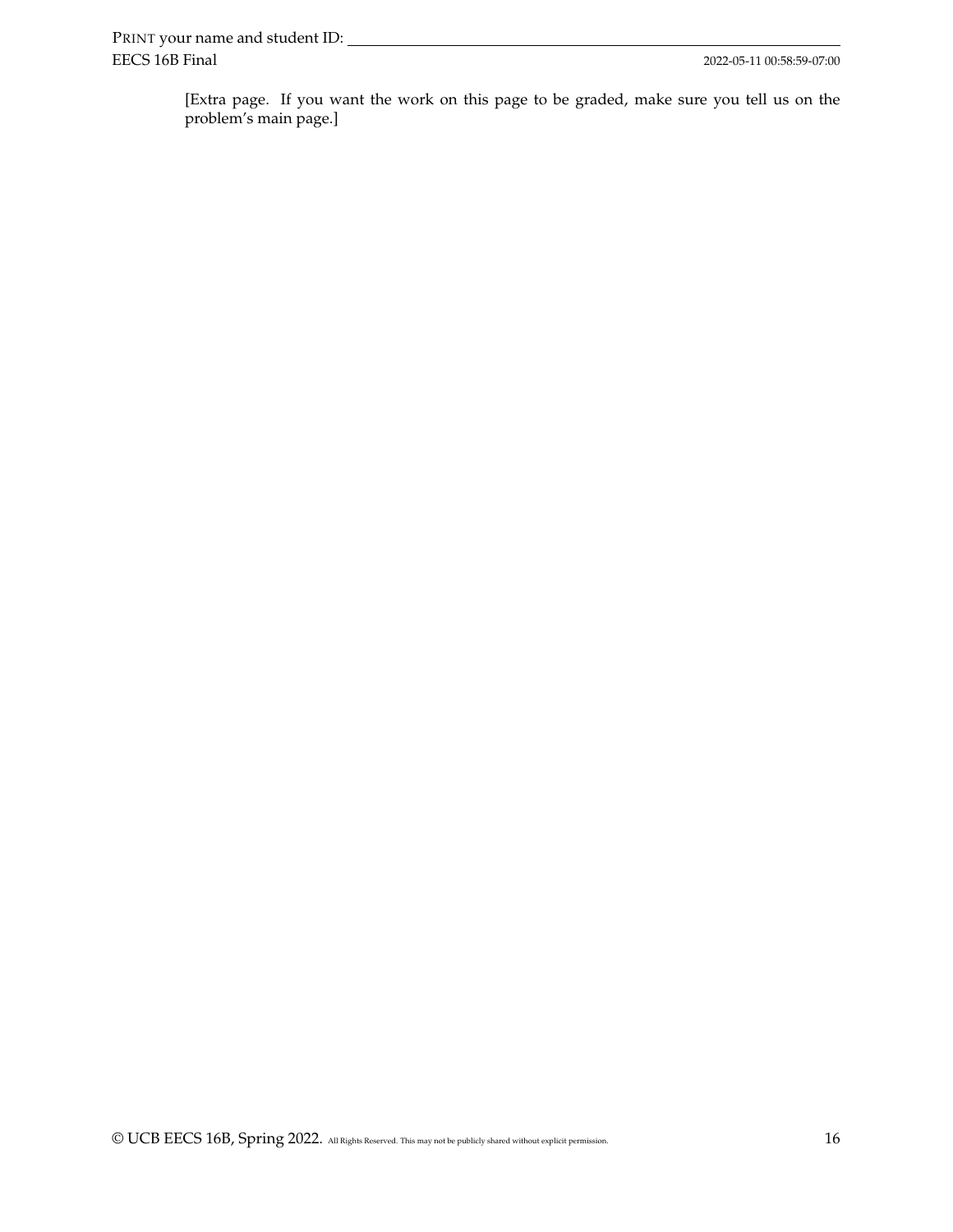[Extra page. If you want the work on this page to be graded, make sure you tell us on the problem's main page.]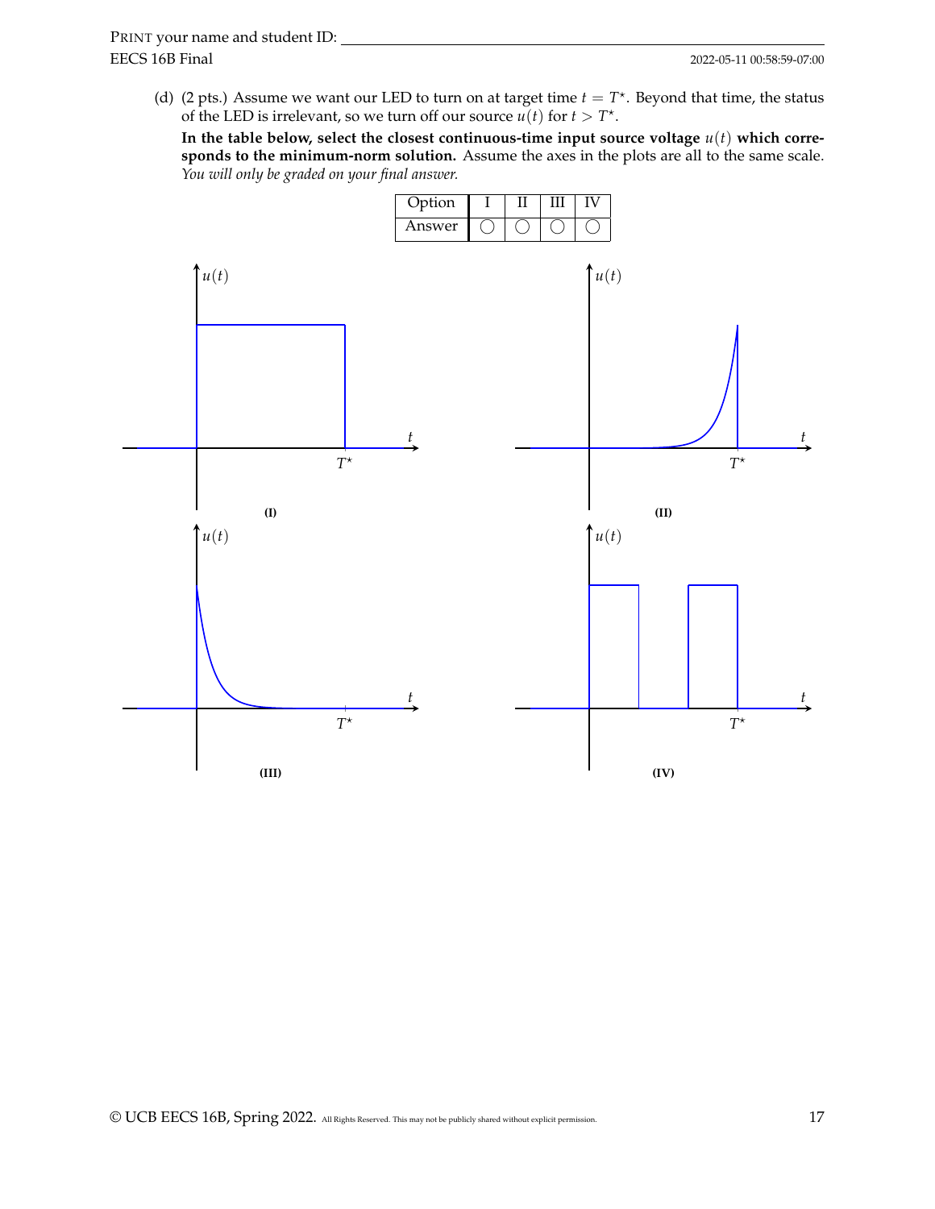(d) (2 pts.) Assume we want our LED to turn on at target time $t = T^\star$. Beyond that time, the status of the LED is irrelevant, so we turn off our source $u(t)$ for $t > T^\star$.

**In the table below, select the closest continuous-time input source voltage $u(t)$ which corresponds to the minimum-norm solution.** Assume the axes in the plots are all to the same scale. *You will only be graded on your final answer.*

| Option | I | II | III | IV |
|---|---|---|---|---|
| Answer | ◯ | ◯ | ◯ | ◯ |

**(I)**

**(II)**

**(III)**

**(IV)**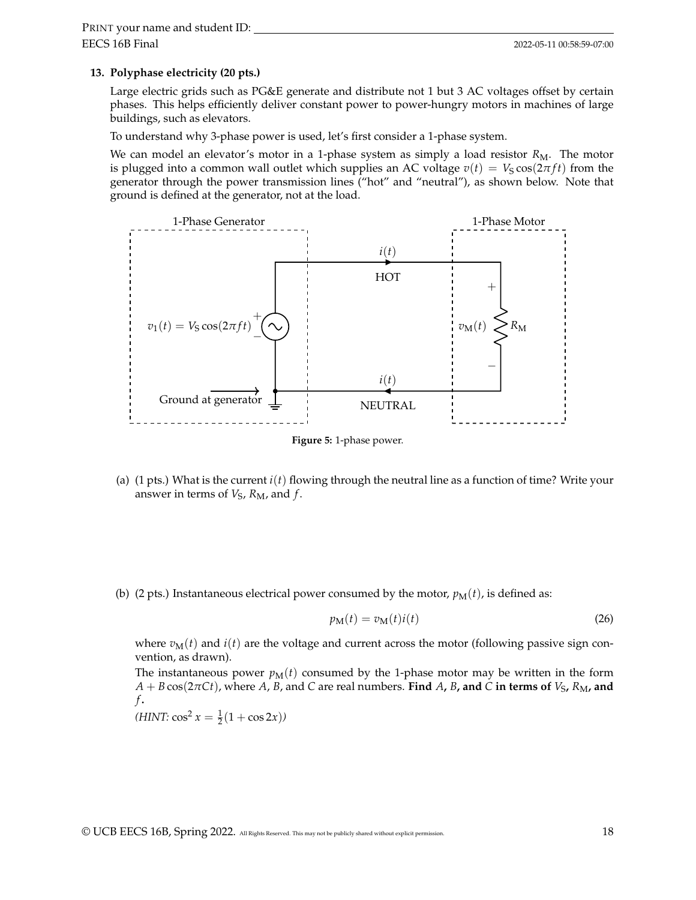**13. Polyphase electricity (20 pts.)**

Large electric grids such as PG&E generate and distribute not 1 but 3 AC voltages offset by certain phases. This helps efficiently deliver constant power to power-hungry motors in machines of large buildings, such as elevators.

To understand why 3-phase power is used, let's first consider a 1-phase system.

We can model an elevator's motor in a 1-phase system as simply a load resistor $R_M$. The motor is plugged into a common wall outlet which supplies an AC voltage $v(t) = V_S \cos(2\pi f t)$ from the generator through the power transmission lines ("hot" and "neutral"), as shown below. Note that ground is defined at the generator, not at the load.

**Figure 5:** 1-phase power.

(a) (1 pts.) What is the current $i(t)$ flowing through the neutral line as a function of time? Write your answer in terms of $V_S$, $R_M$, and $f$.

(b) (2 pts.) Instantaneous electrical power consumed by the motor, $p_M(t)$, is defined as:

$$p_M(t) = v_M(t) i(t) \tag{26}$$

where $v_M(t)$ and $i(t)$ are the voltage and current across the motor (following passive sign convention, as drawn).

The instantaneous power $p_M(t)$ consumed by the 1-phase motor may be written in the form $A + B\cos(2\pi C t)$, where $A$, $B$, and $C$ are real numbers. **Find $A$, $B$, and $C$ in terms of $V_S$, $R_M$, and $f$.**

*(HINT: $\cos^2 x = \frac{1}{2}(1 + \cos 2x)$)*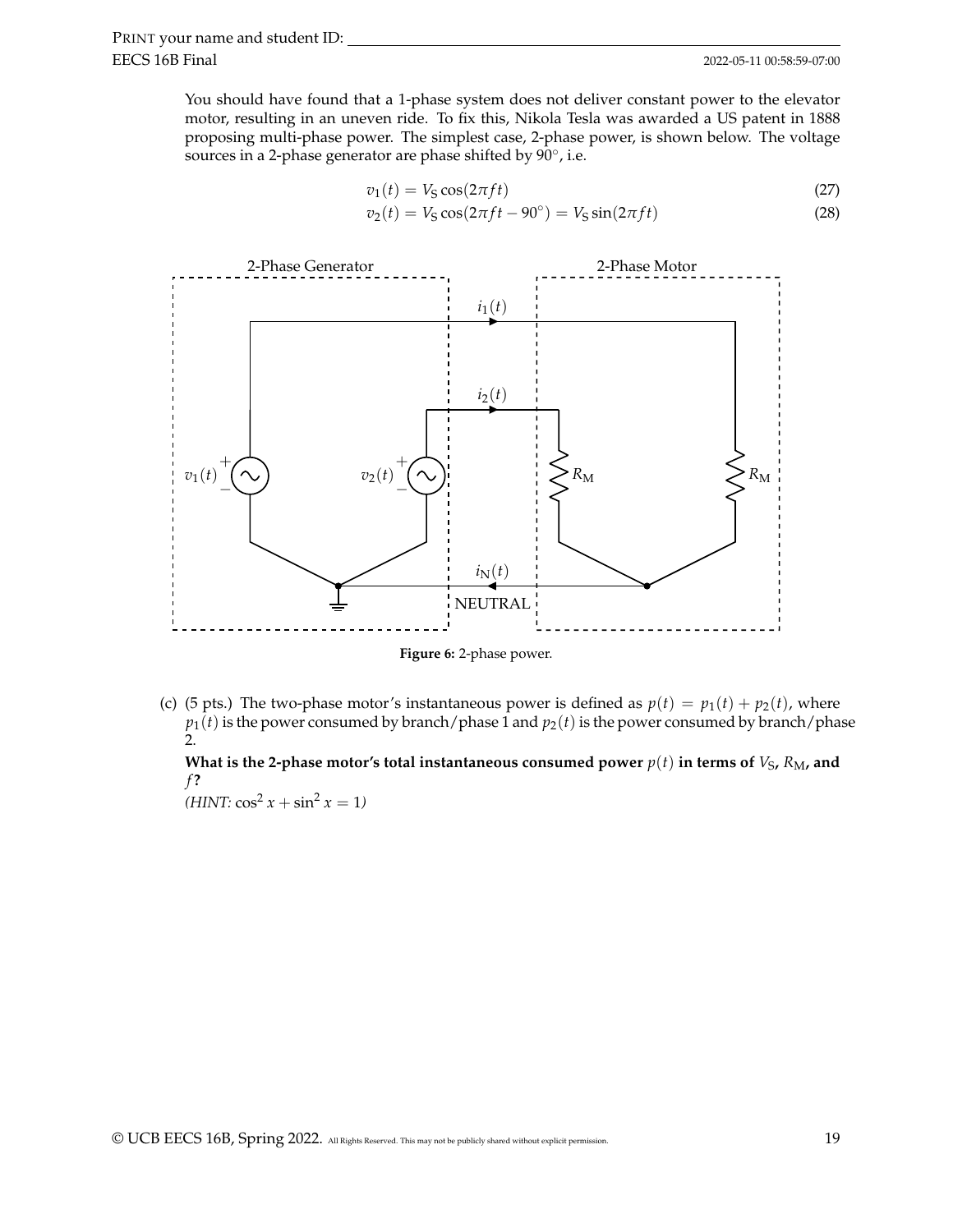You should have found that a 1-phase system does not deliver constant power to the elevator motor, resulting in an uneven ride. To fix this, Nikola Tesla was awarded a US patent in 1888 proposing multi-phase power. The simplest case, 2-phase power, is shown below. The voltage sources in a 2-phase generator are phase shifted by $90^\circ$, i.e.

$$v_1(t) = V_S \cos(2\pi f t) \tag{27}$$

$$v_2(t) = V_S \cos(2\pi f t - 90^\circ) = V_S \sin(2\pi f t) \tag{28}$$

**Figure 6:** 2-phase power.

(c) (5 pts.) The two-phase motor's instantaneous power is defined as $p(t) = p_1(t) + p_2(t)$, where $p_1(t)$ is the power consumed by branch/phase 1 and $p_2(t)$ is the power consumed by branch/phase 2.

**What is the 2-phase motor's total instantaneous consumed power $p(t)$ in terms of $V_S$, $R_M$, and $f$?**

*(HINT: $\cos^2 x + \sin^2 x = 1$)*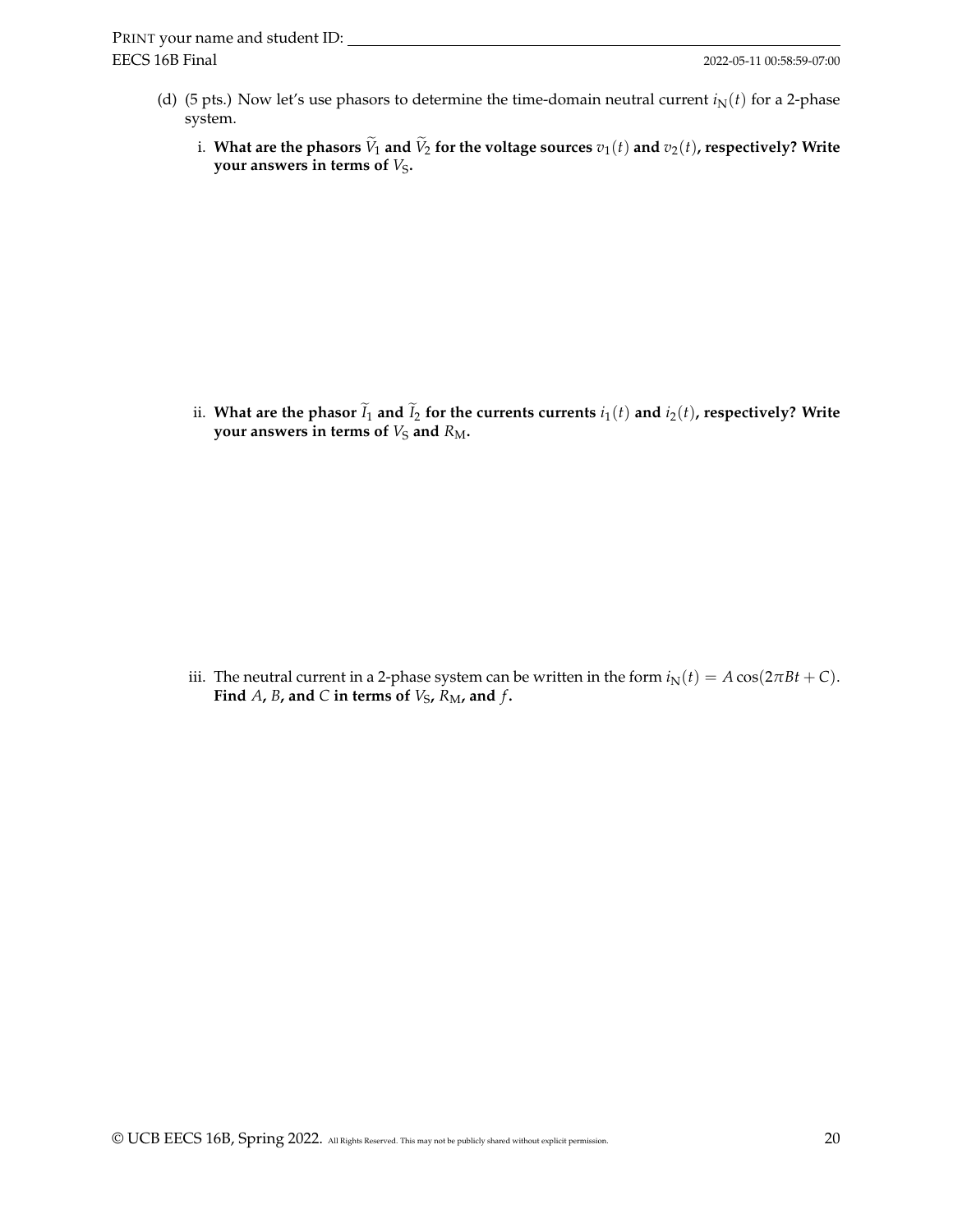(d) (5 pts.) Now let's use phasors to determine the time-domain neutral current $i_N(t)$ for a 2-phase system.

i. **What are the phasors $\widetilde{V}_1$ and $\widetilde{V}_2$ for the voltage sources $v_1(t)$ and $v_2(t)$, respectively? Write your answers in terms of $V_S$.**

ii. **What are the phasor $\widetilde{I}_1$ and $\widetilde{I}_2$ for the currents currents $i_1(t)$ and $i_2(t)$, respectively? Write your answers in terms of $V_S$ and $R_M$.**

iii. The neutral current in a 2-phase system can be written in the form $i_N(t) = A\cos(2\pi Bt + C)$. **Find $A$, $B$, and $C$ in terms of $V_S$, $R_M$, and $f$.**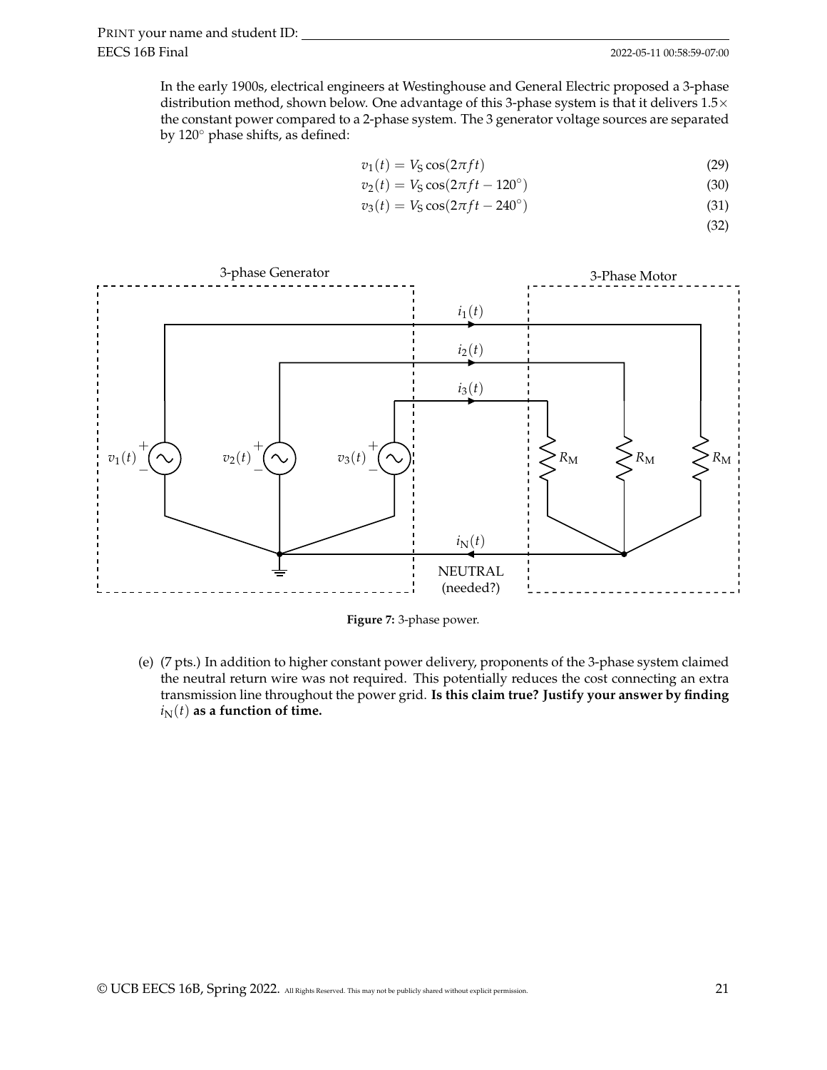In the early 1900s, electrical engineers at Westinghouse and General Electric proposed a 3-phase distribution method, shown below. One advantage of this 3-phase system is that it delivers 1.5× the constant power compared to a 2-phase system. The 3 generator voltage sources are separated by 120° phase shifts, as defined:

$$v_1(t) = V_S \cos(2\pi f t) \tag{29}$$

$$v_2(t) = V_S \cos(2\pi f t - 120^\circ) \tag{30}$$

$$v_3(t) = V_S \cos(2\pi f t - 240^\circ) \tag{31}$$

$$\tag{32}$$

**Figure 7:** 3-phase power.

(e) (7 pts.) In addition to higher constant power delivery, proponents of the 3-phase system claimed the neutral return wire was not required. This potentially reduces the cost connecting an extra transmission line throughout the power grid. **Is this claim true? Justify your answer by finding $i_N(t)$ as a function of time.**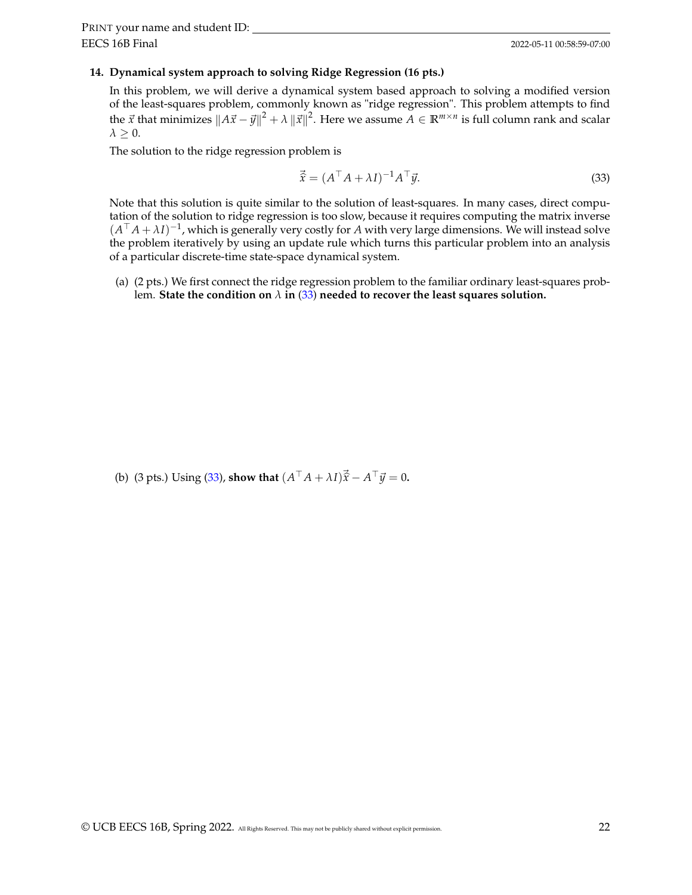PRINT your name and student ID:

**14. Dynamical system approach to solving Ridge Regression (16 pts.)**

In this problem, we will derive a dynamical system based approach to solving a modified version of the least-squares problem, commonly known as "ridge regression". This problem attempts to find the $\vec{x}$ that minimizes $\|A\vec{x} - \vec{y}\|^2 + \lambda \|\vec{x}\|^2$. Here we assume $A \in \mathbb{R}^{m \times n}$ is full column rank and scalar $\lambda \geq 0$.

The solution to the ridge regression problem is

$$\vec{\hat{x}} = (A^\top A + \lambda I)^{-1} A^\top \vec{y}. \tag{33}$$

Note that this solution is quite similar to the solution of least-squares. In many cases, direct computation of the solution to ridge regression is too slow, because it requires computing the matrix inverse $(A^\top A + \lambda I)^{-1}$, which is generally very costly for $A$ with very large dimensions. We will instead solve the problem iteratively by using an update rule which turns this particular problem into an analysis of a particular discrete-time state-space dynamical system.

(a) (2 pts.) We first connect the ridge regression problem to the familiar ordinary least-squares problem. **State the condition on $\lambda$ in (33) needed to recover the least squares solution.**

(b) (3 pts.) Using (33), **show that $(A^\top A + \lambda I)\vec{\hat{x}} - A^\top \vec{y} = 0$.**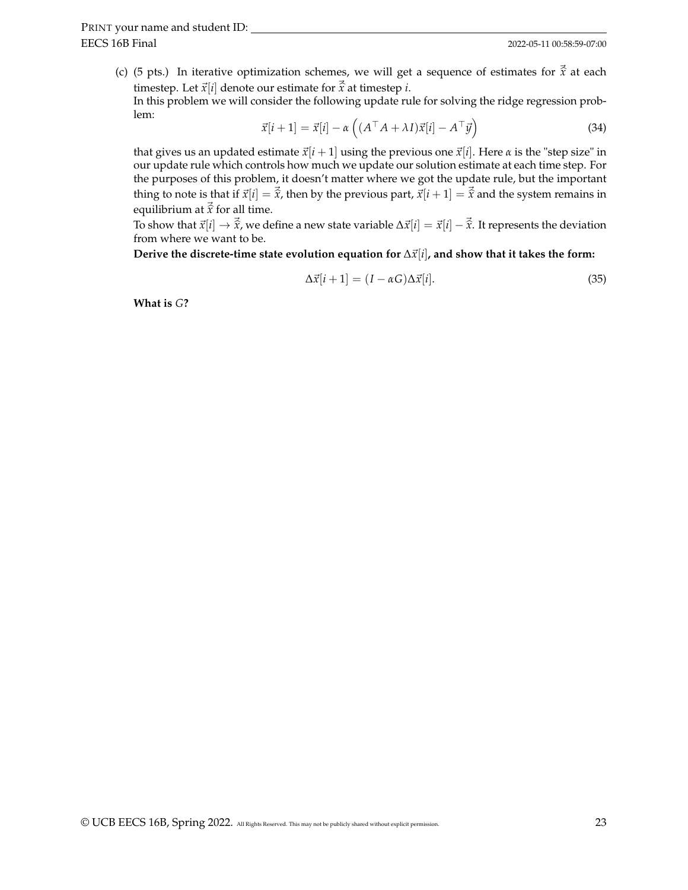(c) (5 pts.) In iterative optimization schemes, we will get a sequence of estimates for $\vec{\hat{x}}$ at each timestep. Let $\vec{x}[i]$ denote our estimate for $\vec{\hat{x}}$ at timestep $i$.

In this problem we will consider the following update rule for solving the ridge regression problem:

$$\vec{x}[i+1] = \vec{x}[i] - \alpha \left( (A^\top A + \lambda I)\vec{x}[i] - A^\top \vec{y} \right) \tag{34}$$

that gives us an updated estimate $\vec{x}[i+1]$ using the previous one $\vec{x}[i]$. Here $\alpha$ is the "step size" in our update rule which controls how much we update our solution estimate at each time step. For the purposes of this problem, it doesn't matter where we got the update rule, but the important thing to note is that if $\vec{x}[i] = \vec{\hat{x}}$, then by the previous part, $\vec{x}[i+1] = \vec{\hat{x}}$ and the system remains in equilibrium at $\vec{\hat{x}}$ for all time.

To show that $\vec{x}[i] \to \vec{\hat{x}}$, we define a new state variable $\Delta\vec{x}[i] = \vec{x}[i] - \vec{\hat{x}}$. It represents the deviation from where we want to be.

**Derive the discrete-time state evolution equation for $\Delta\vec{x}[i]$, and show that it takes the form:**

$$\Delta\vec{x}[i+1] = (I - \alpha G)\Delta\vec{x}[i]. \tag{35}$$

**What is $G$?**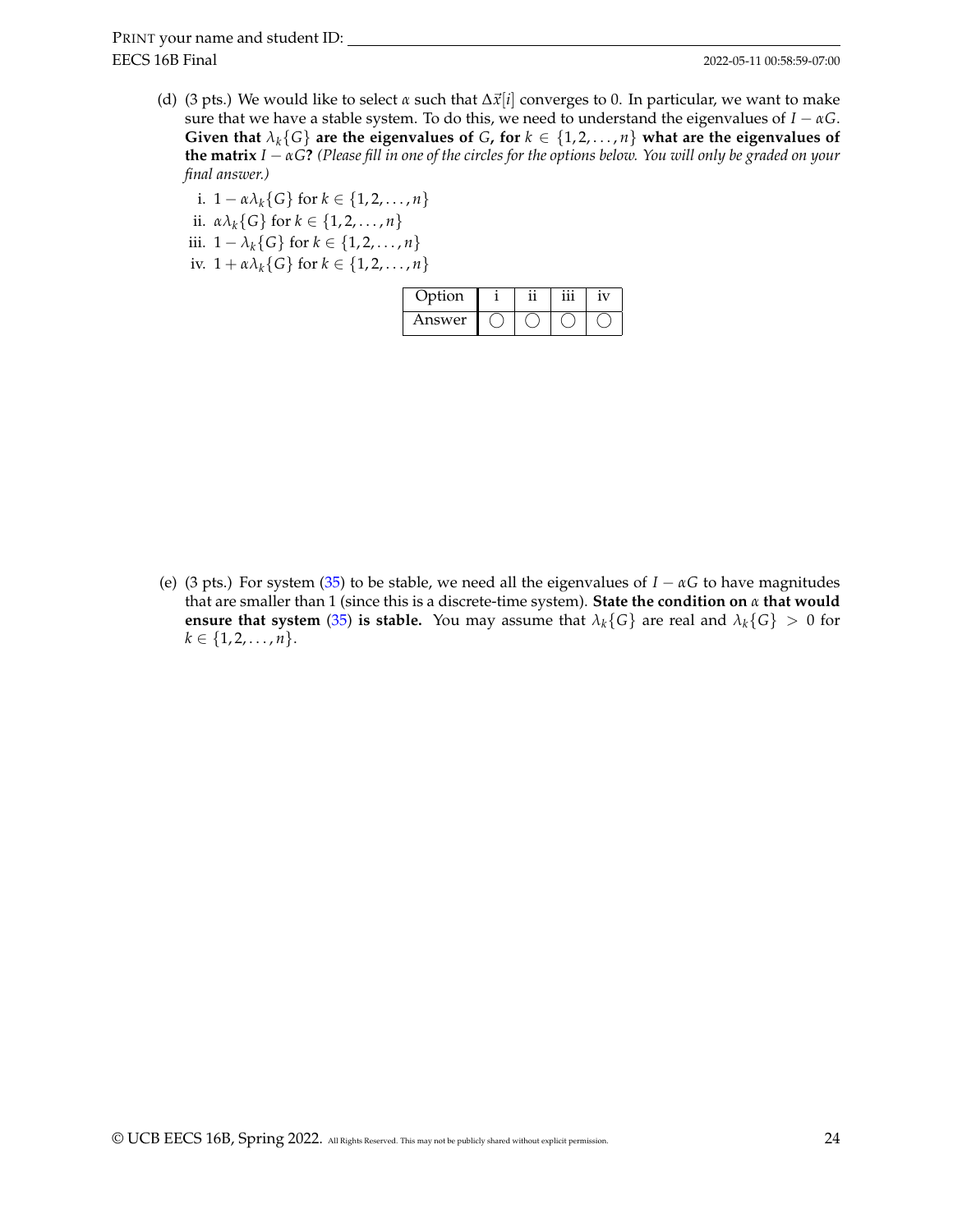(d) (3 pts.) We would like to select $\alpha$ such that $\Delta\vec{x}[i]$ converges to 0. In particular, we want to make sure that we have a stable system. To do this, we need to understand the eigenvalues of $I - \alpha G$. **Given that $\lambda_k\{G\}$ are the eigenvalues of $G$, for $k \in \{1, 2, \ldots, n\}$ what are the eigenvalues of the matrix $I - \alpha G$?** *(Please fill in one of the circles for the options below. You will only be graded on your final answer.)*

i. $1 - \alpha\lambda_k\{G\}$ for $k \in \{1, 2, \ldots, n\}$

ii. $\alpha\lambda_k\{G\}$ for $k \in \{1, 2, \ldots, n\}$

iii. $1 - \lambda_k\{G\}$ for $k \in \{1, 2, \ldots, n\}$

iv. $1 + \alpha\lambda_k\{G\}$ for $k \in \{1, 2, \ldots, n\}$

| Option | i | ii | iii | iv |
|---|---|---|---|---|
| Answer | ◯ | ◯ | ◯ | ◯ |

(e) (3 pts.) For system (35) to be stable, we need all the eigenvalues of $I - \alpha G$ to have magnitudes that are smaller than 1 (since this is a discrete-time system). **State the condition on $\alpha$ that would ensure that system (35) is stable.** You may assume that $\lambda_k\{G\}$ are real and $\lambda_k\{G\} > 0$ for $k \in \{1, 2, \ldots, n\}$.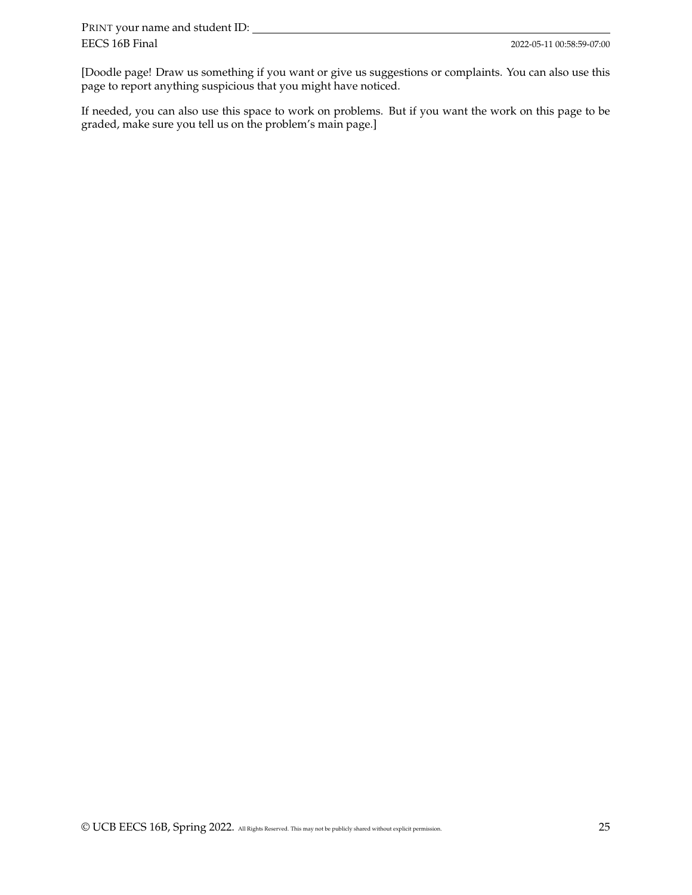[Doodle page! Draw us something if you want or give us suggestions or complaints. You can also use this page to report anything suspicious that you might have noticed.

If needed, you can also use this space to work on problems. But if you want the work on this page to be graded, make sure you tell us on the problem's main page.]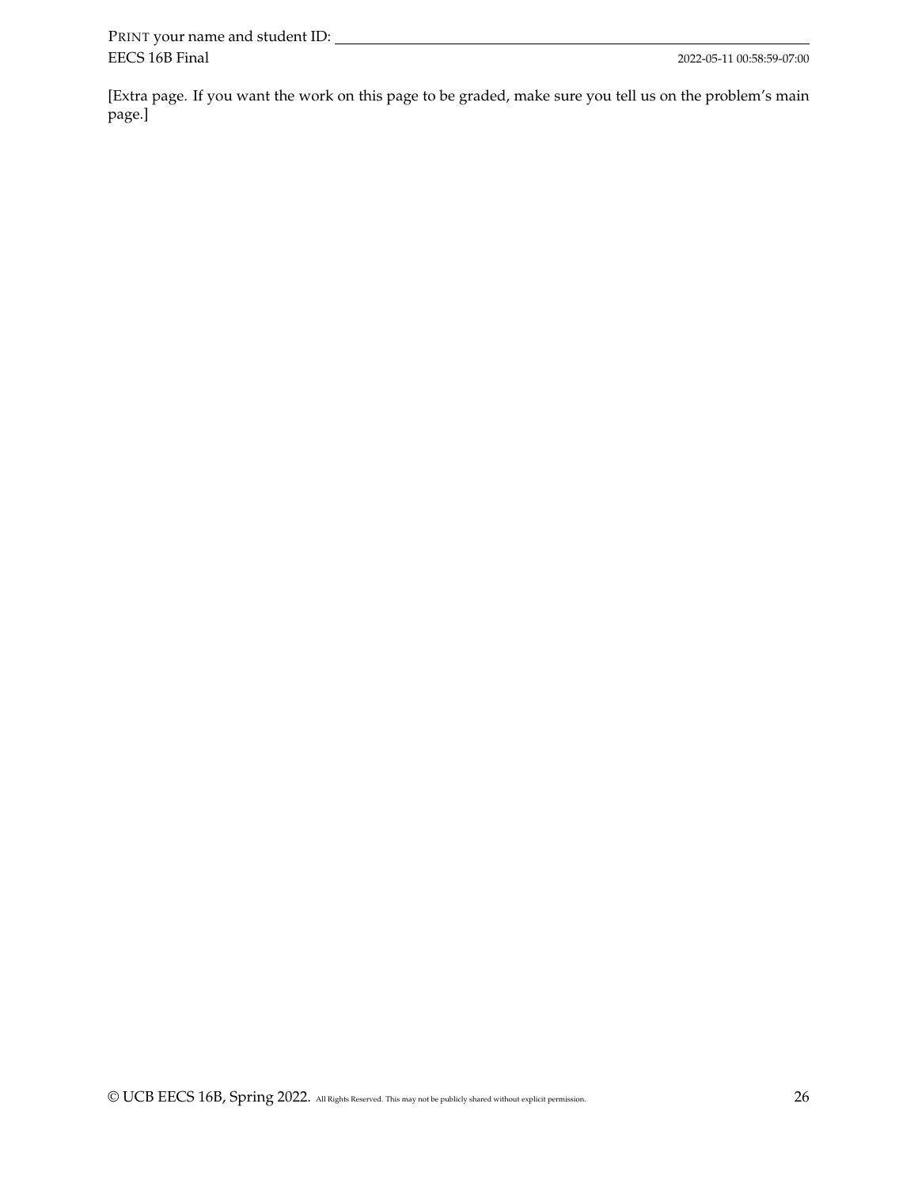[Extra page. If you want the work on this page to be graded, make sure you tell us on the problem's main page.]